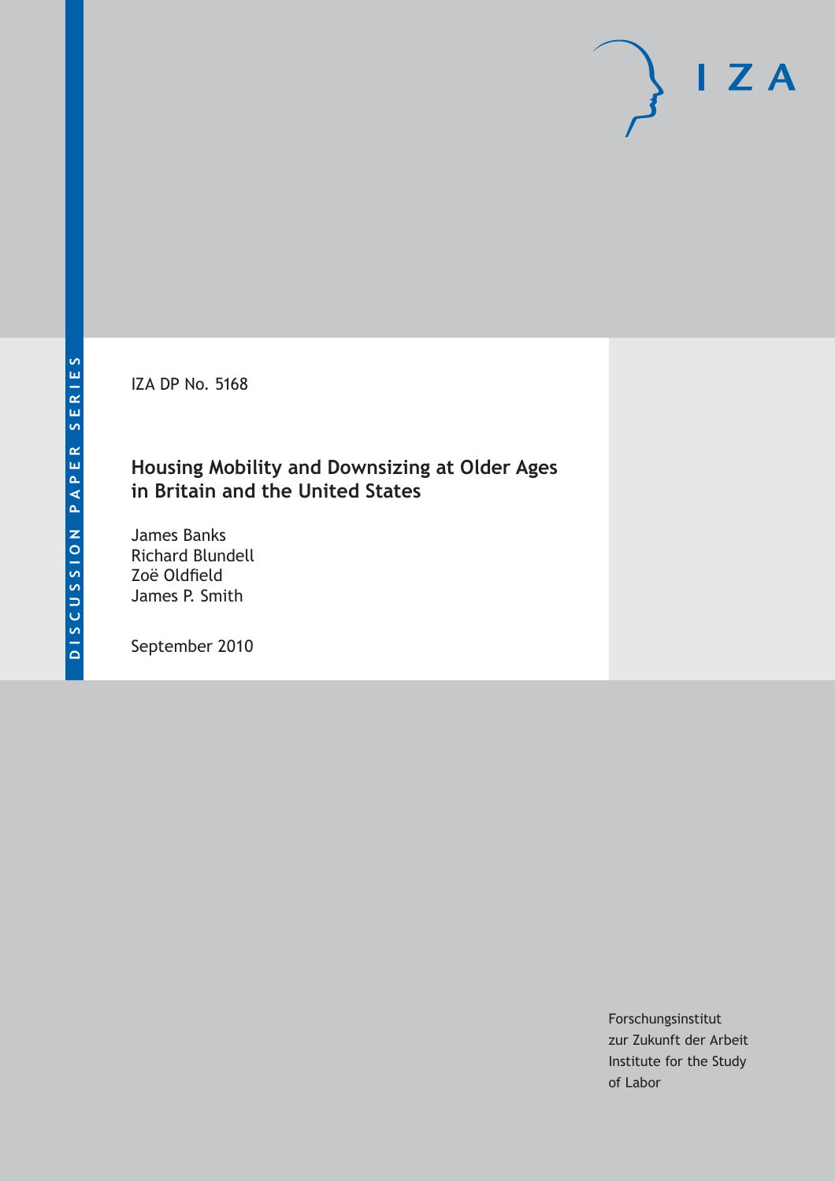DISCUSSION PAPER SERIES

IZA DP No. 5168

# Housing Mobility and Downsizing at Older Ages in Britain and the United States

James Banks
Richard Blundell
Zoë Oldfield
James P. Smith

September 2010

Forschungsinstitut
zur Zukunft der Arbeit
Institute for the Study
of Labor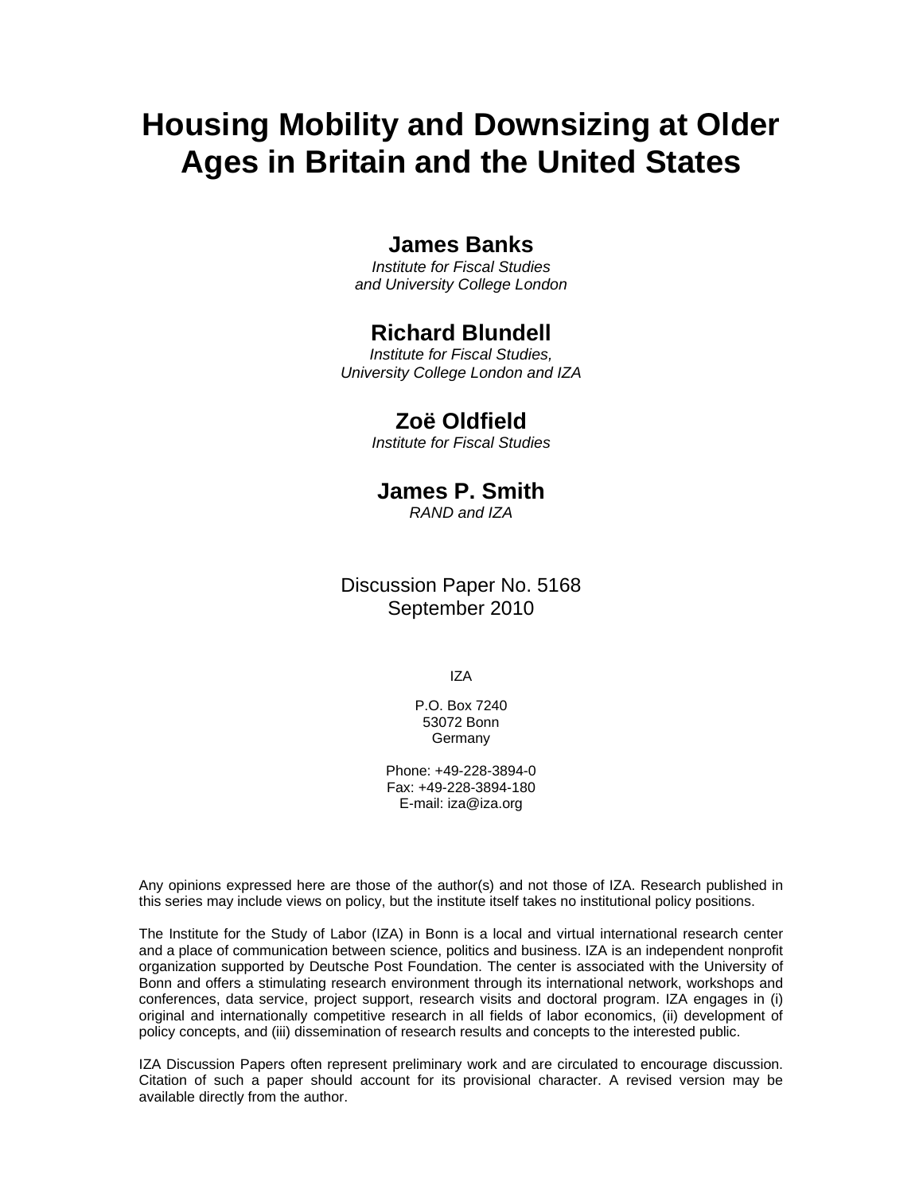# Housing Mobility and Downsizing at Older Ages in Britain and the United States

**James Banks**
*Institute for Fiscal Studies*
*and University College London*

**Richard Blundell**
*Institute for Fiscal Studies,*
*University College London and IZA*

**Zoë Oldfield**
*Institute for Fiscal Studies*

**James P. Smith**
*RAND and IZA*

Discussion Paper No. 5168
September 2010

IZA

P.O. Box 7240
53072 Bonn
Germany

Phone: +49-228-3894-0
Fax: +49-228-3894-180
E-mail: iza@iza.org

Any opinions expressed here are those of the author(s) and not those of IZA. Research published in this series may include views on policy, but the institute itself takes no institutional policy positions.

The Institute for the Study of Labor (IZA) in Bonn is a local and virtual international research center and a place of communication between science, politics and business. IZA is an independent nonprofit organization supported by Deutsche Post Foundation. The center is associated with the University of Bonn and offers a stimulating research environment through its international network, workshops and conferences, data service, project support, research visits and doctoral program. IZA engages in (i) original and internationally competitive research in all fields of labor economics, (ii) development of policy concepts, and (iii) dissemination of research results and concepts to the interested public.

IZA Discussion Papers often represent preliminary work and are circulated to encourage discussion. Citation of such a paper should account for its provisional character. A revised version may be available directly from the author.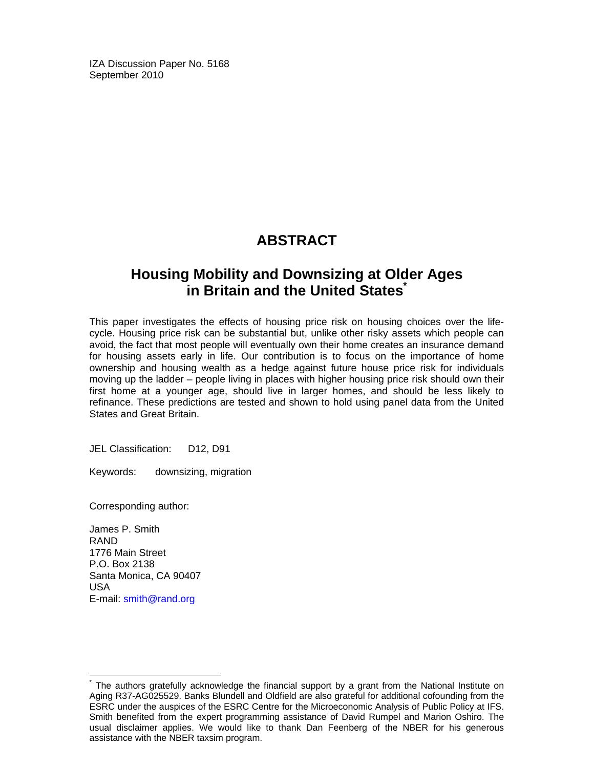IZA Discussion Paper No. 5168
September 2010

# ABSTRACT

## Housing Mobility and Downsizing at Older Ages in Britain and the United States*

This paper investigates the effects of housing price risk on housing choices over the life-cycle. Housing price risk can be substantial but, unlike other risky assets which people can avoid, the fact that most people will eventually own their home creates an insurance demand for housing assets early in life. Our contribution is to focus on the importance of home ownership and housing wealth as a hedge against future house price risk for individuals moving up the ladder – people living in places with higher housing price risk should own their first home at a younger age, should live in larger homes, and should be less likely to refinance. These predictions are tested and shown to hold using panel data from the United States and Great Britain.

JEL Classification: D12, D91

Keywords: downsizing, migration

Corresponding author:

James P. Smith
RAND
1776 Main Street
P.O. Box 2138
Santa Monica, CA 90407
USA
E-mail: smith@rand.org

---

* The authors gratefully acknowledge the financial support by a grant from the National Institute on Aging R37-AG025529. Banks Blundell and Oldfield are also grateful for additional cofounding from the ESRC under the auspices of the ESRC Centre for the Microeconomic Analysis of Public Policy at IFS. Smith benefited from the expert programming assistance of David Rumpel and Marion Oshiro. The usual disclaimer applies. We would like to thank Dan Feenberg of the NBER for his generous assistance with the NBER taxsim program.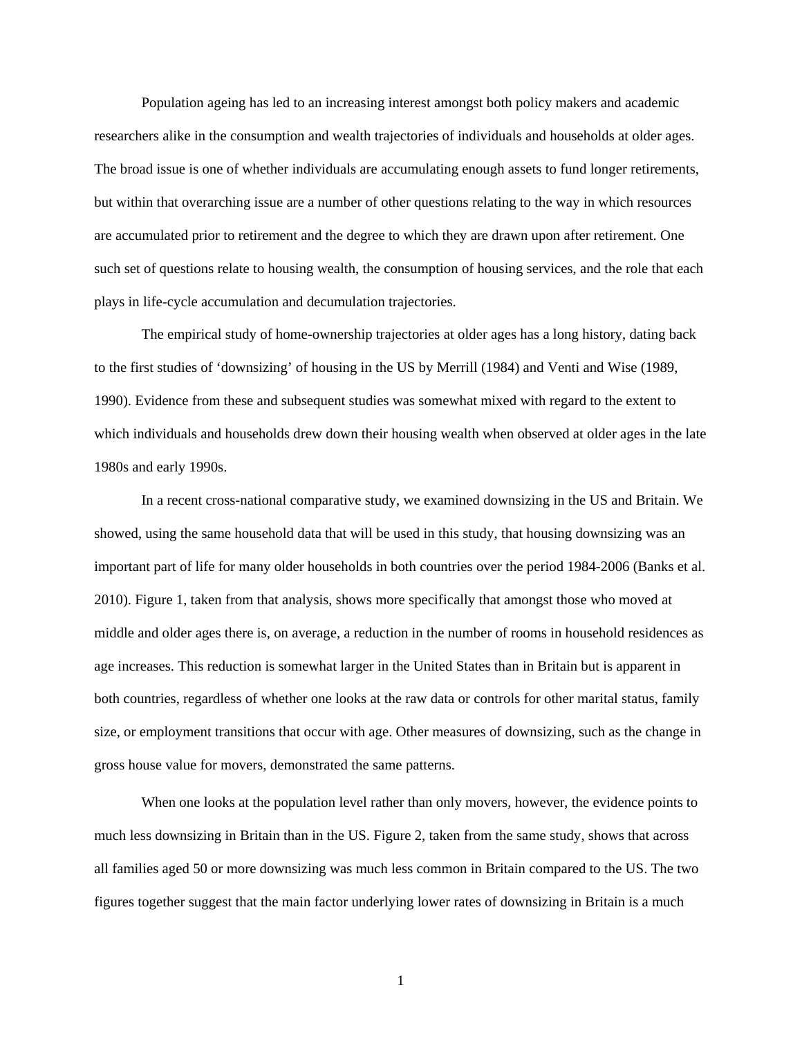Population ageing has led to an increasing interest amongst both policy makers and academic researchers alike in the consumption and wealth trajectories of individuals and households at older ages. The broad issue is one of whether individuals are accumulating enough assets to fund longer retirements, but within that overarching issue are a number of other questions relating to the way in which resources are accumulated prior to retirement and the degree to which they are drawn upon after retirement. One such set of questions relate to housing wealth, the consumption of housing services, and the role that each plays in life-cycle accumulation and decumulation trajectories.

The empirical study of home-ownership trajectories at older ages has a long history, dating back to the first studies of 'downsizing' of housing in the US by Merrill (1984) and Venti and Wise (1989, 1990). Evidence from these and subsequent studies was somewhat mixed with regard to the extent to which individuals and households drew down their housing wealth when observed at older ages in the late 1980s and early 1990s.

In a recent cross-national comparative study, we examined downsizing in the US and Britain. We showed, using the same household data that will be used in this study, that housing downsizing was an important part of life for many older households in both countries over the period 1984-2006 (Banks et al. 2010). Figure 1, taken from that analysis, shows more specifically that amongst those who moved at middle and older ages there is, on average, a reduction in the number of rooms in household residences as age increases. This reduction is somewhat larger in the United States than in Britain but is apparent in both countries, regardless of whether one looks at the raw data or controls for other marital status, family size, or employment transitions that occur with age. Other measures of downsizing, such as the change in gross house value for movers, demonstrated the same patterns.

When one looks at the population level rather than only movers, however, the evidence points to much less downsizing in Britain than in the US. Figure 2, taken from the same study, shows that across all families aged 50 or more downsizing was much less common in Britain compared to the US. The two figures together suggest that the main factor underlying lower rates of downsizing in Britain is a much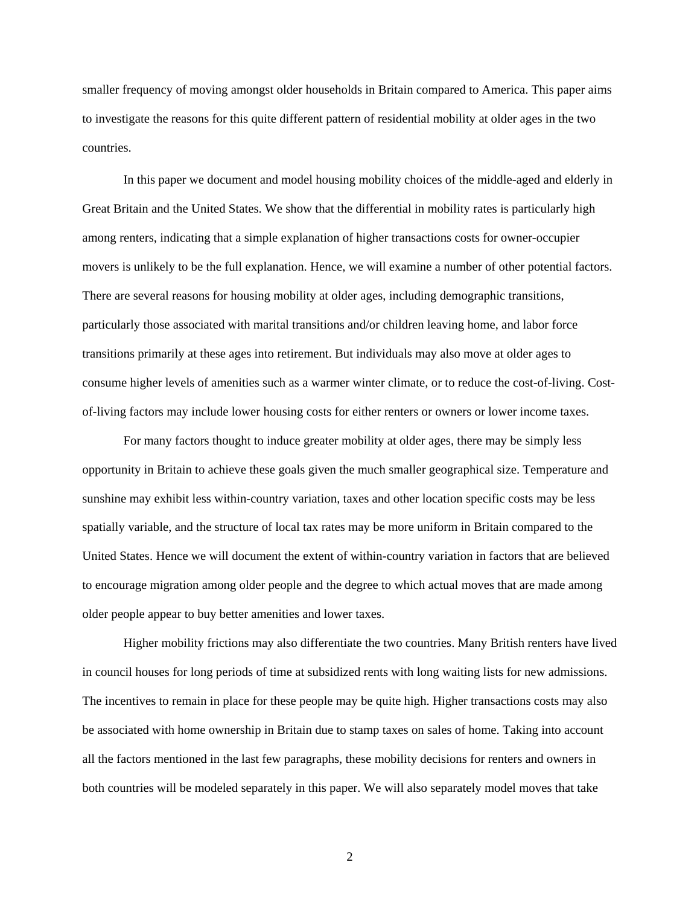smaller frequency of moving amongst older households in Britain compared to America. This paper aims to investigate the reasons for this quite different pattern of residential mobility at older ages in the two countries.

In this paper we document and model housing mobility choices of the middle-aged and elderly in Great Britain and the United States. We show that the differential in mobility rates is particularly high among renters, indicating that a simple explanation of higher transactions costs for owner-occupier movers is unlikely to be the full explanation. Hence, we will examine a number of other potential factors. There are several reasons for housing mobility at older ages, including demographic transitions, particularly those associated with marital transitions and/or children leaving home, and labor force transitions primarily at these ages into retirement. But individuals may also move at older ages to consume higher levels of amenities such as a warmer winter climate, or to reduce the cost-of-living. Cost-of-living factors may include lower housing costs for either renters or owners or lower income taxes.

For many factors thought to induce greater mobility at older ages, there may be simply less opportunity in Britain to achieve these goals given the much smaller geographical size. Temperature and sunshine may exhibit less within-country variation, taxes and other location specific costs may be less spatially variable, and the structure of local tax rates may be more uniform in Britain compared to the United States. Hence we will document the extent of within-country variation in factors that are believed to encourage migration among older people and the degree to which actual moves that are made among older people appear to buy better amenities and lower taxes.

Higher mobility frictions may also differentiate the two countries. Many British renters have lived in council houses for long periods of time at subsidized rents with long waiting lists for new admissions. The incentives to remain in place for these people may be quite high. Higher transactions costs may also be associated with home ownership in Britain due to stamp taxes on sales of home. Taking into account all the factors mentioned in the last few paragraphs, these mobility decisions for renters and owners in both countries will be modeled separately in this paper. We will also separately model moves that take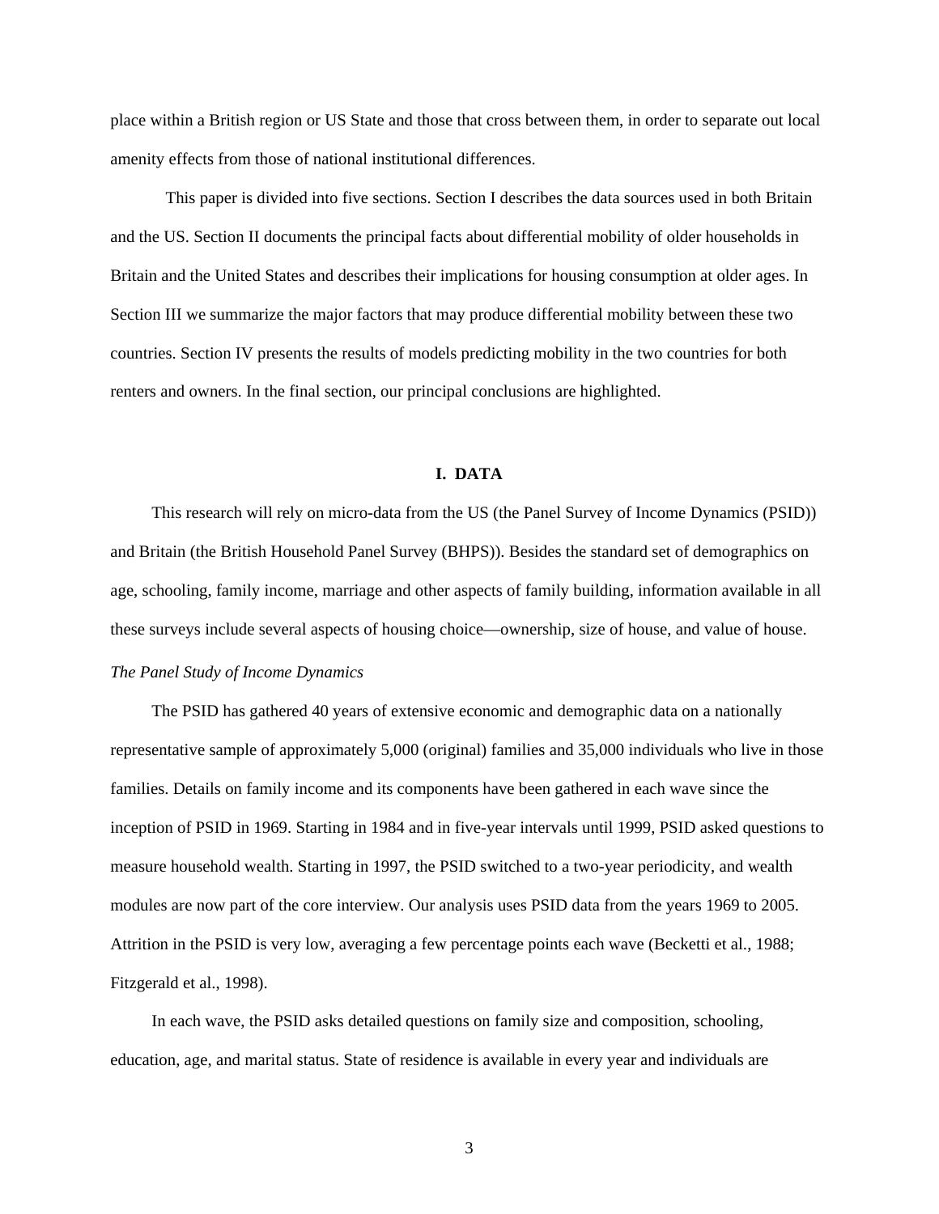place within a British region or US State and those that cross between them, in order to separate out local amenity effects from those of national institutional differences.

This paper is divided into five sections. Section I desribes the data sources used in both Britain and the US. Section II documents the principal facts about differential mobility of older households in Britain and the United States and describes their implications for housing consumption at older ages. In Section III we summarize the major factors that may produce differential mobility between these two countries. Section IV presents the results of models predicting mobility in the two countries for both renters and owners. In the final section, our principal conclusions are highlighted.

## I. DATA

This research will rely on micro-data from the US (the Panel Survey of Income Dynamics (PSID)) and Britain (the British Household Panel Survey (BHPS)). Besides the standard set of demographics on age, schooling, family income, marriage and other aspects of family building, information available in all these surveys include several aspects of housing choice—ownership, size of house, and value of house.

*The Panel Study of Income Dynamics*

The PSID has gathered 40 years of extensive economic and demographic data on a nationally representative sample of approximately 5,000 (original) families and 35,000 individuals who live in those families. Details on family income and its components have been gathered in each wave since the inception of PSID in 1969. Starting in 1984 and in five-year intervals until 1999, PSID asked questions to measure household wealth. Starting in 1997, the PSID switched to a two-year periodicity, and wealth modules are now part of the core interview. Our analysis uses PSID data from the years 1969 to 2005. Attrition in the PSID is very low, averaging a few percentage points each wave (Becketti et al., 1988; Fitzgerald et al., 1998).

In each wave, the PSID asks detailed questions on family size and composition, schooling, education, age, and marital status. State of residence is available in every year and individuals are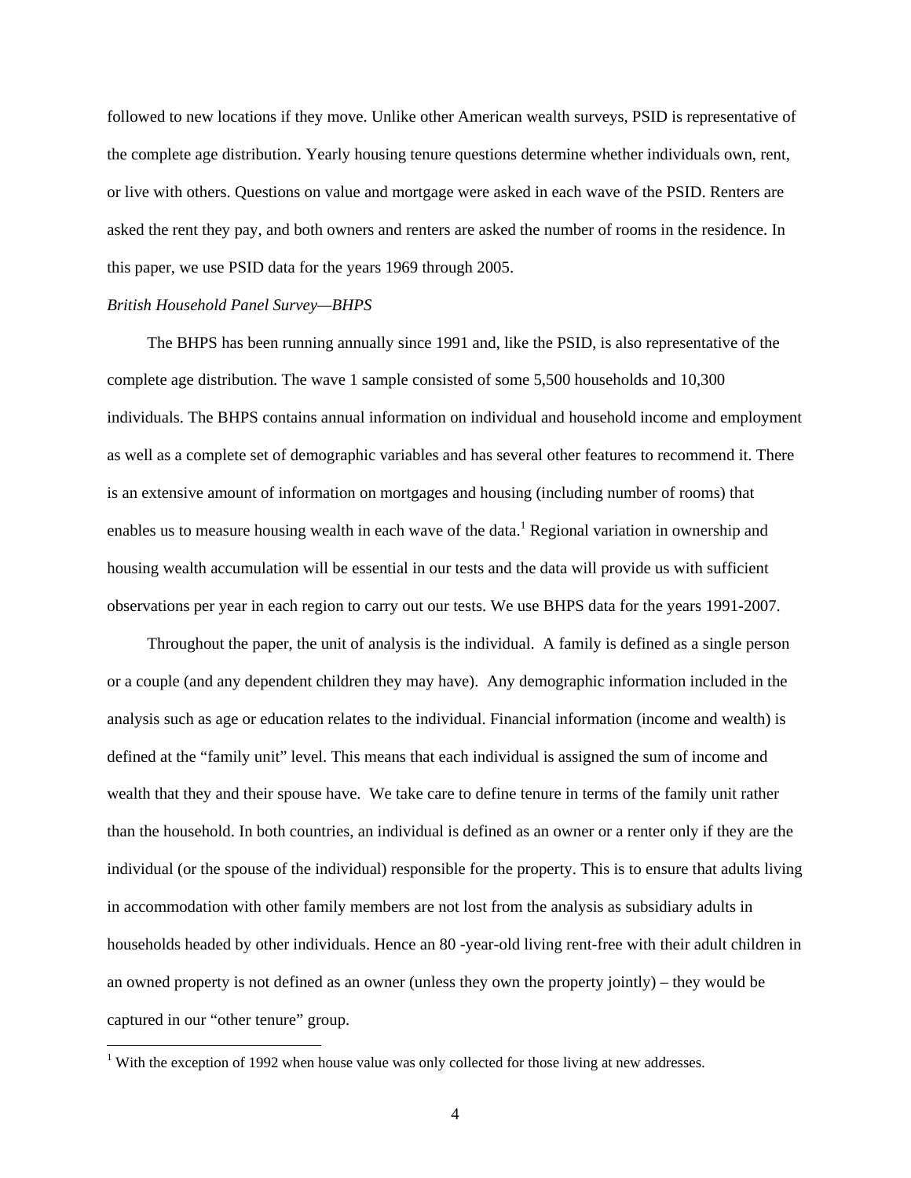followed to new locations if they move. Unlike other American wealth surveys, PSID is representative of the complete age distribution. Yearly housing tenure questions determine whether individuals own, rent, or live with others. Questions on value and mortgage were asked in each wave of the PSID. Renters are asked the rent they pay, and both owners and renters are asked the number of rooms in the residence. In this paper, we use PSID data for the years 1969 through 2005.

*British Household Panel Survey—BHPS*

The BHPS has been running annually since 1991 and, like the PSID, is also representative of the complete age distribution. The wave 1 sample consisted of some 5,500 households and 10,300 individuals. The BHPS contains annual information on individual and household income and employment as well as a complete set of demographic variables and has several other features to recommend it. There is an extensive amount of information on mortgages and housing (including number of rooms) that enables us to measure housing wealth in each wave of the data.[1] Regional variation in ownership and housing wealth accumulation will be essential in our tests and the data will provide us with sufficient observations per year in each region to carry out our tests. We use BHPS data for the years 1991-2007.

Throughout the paper, the unit of analysis is the individual. A family is defined as a single person or a couple (and any dependent children they may have). Any demographic information included in the analysis such as age or education relates to the individual. Financial information (income and wealth) is defined at the "family unit" level. This means that each individual is assigned the sum of income and wealth that they and their spouse have. We take care to define tenure in terms of the family unit rather than the household. In both countries, an individual is defined as an owner or a renter only if they are the individual (or the spouse of the individual) responsible for the property. This is to ensure that adults living in accommodation with other family members are not lost from the analysis as subsidiary adults in households headed by other individuals. Hence an 80 -year-old living rent-free with their adult children in an owned property is not defined as an owner (unless they own the property jointly) – they would be captured in our "other tenure" group.

[1] With the exception of 1992 when house value was only collected for those living at new addresses.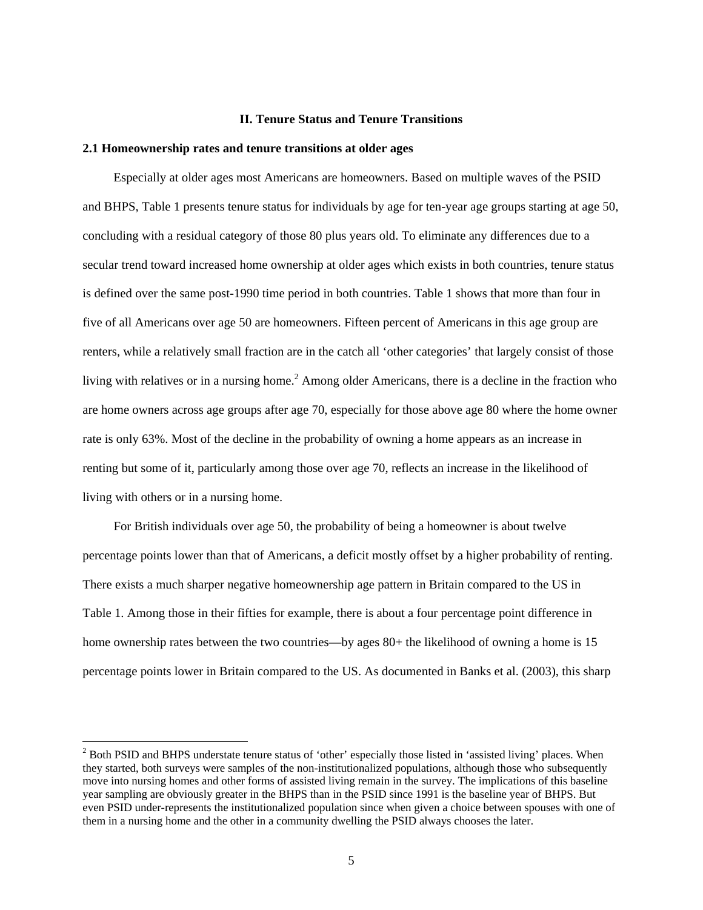## II. Tenure Status and Tenure Transitions

### 2.1 Homeownership rates and tenure transitions at older ages

Especially at older ages most Americans are homeowners. Based on multiple waves of the PSID and BHPS, Table 1 presents tenure status for individuals by age for ten-year age groups starting at age 50, concluding with a residual category of those 80 plus years old. To eliminate any differences due to a secular trend toward increased home ownership at older ages which exists in both countries, tenure status is defined over the same post-1990 time period in both countries. Table 1 shows that more than four in five of all Americans over age 50 are homeowners. Fifteen percent of Americans in this age group are renters, while a relatively small fraction are in the catch all 'other categories' that largely consist of those living with relatives or in a nursing home.[2] Among older Americans, there is a decline in the fraction who are home owners across age groups after age 70, especially for those above age 80 where the home owner rate is only 63%. Most of the decline in the probability of owning a home appears as an increase in renting but some of it, particularly among those over age 70, reflects an increase in the likelihood of living with others or in a nursing home.

For British individuals over age 50, the probability of being a homeowner is about twelve percentage points lower than that of Americans, a deficit mostly offset by a higher probability of renting. There exists a much sharper negative homeownership age pattern in Britain compared to the US in Table 1. Among those in their fifties for example, there is about a four percentage point difference in home ownership rates between the two countries—by ages 80+ the likelihood of owning a home is 15 percentage points lower in Britain compared to the US. As documented in Banks et al. (2003), this sharp

[2] Both PSID and BHPS understate tenure status of 'other' especially those listed in 'assisted living' places. When they started, both surveys were samples of the non-institutionalized populations, although those who subsequently move into nursing homes and other forms of assisted living remain in the survey. The implications of this baseline year sampling are obviously greater in the BHPS than in the PSID since 1991 is the baseline year of BHPS. But even PSID under-represents the institutionalized population since when given a choice between spouses with one of them in a nursing home and the other in a community dwelling the PSID always chooses the later.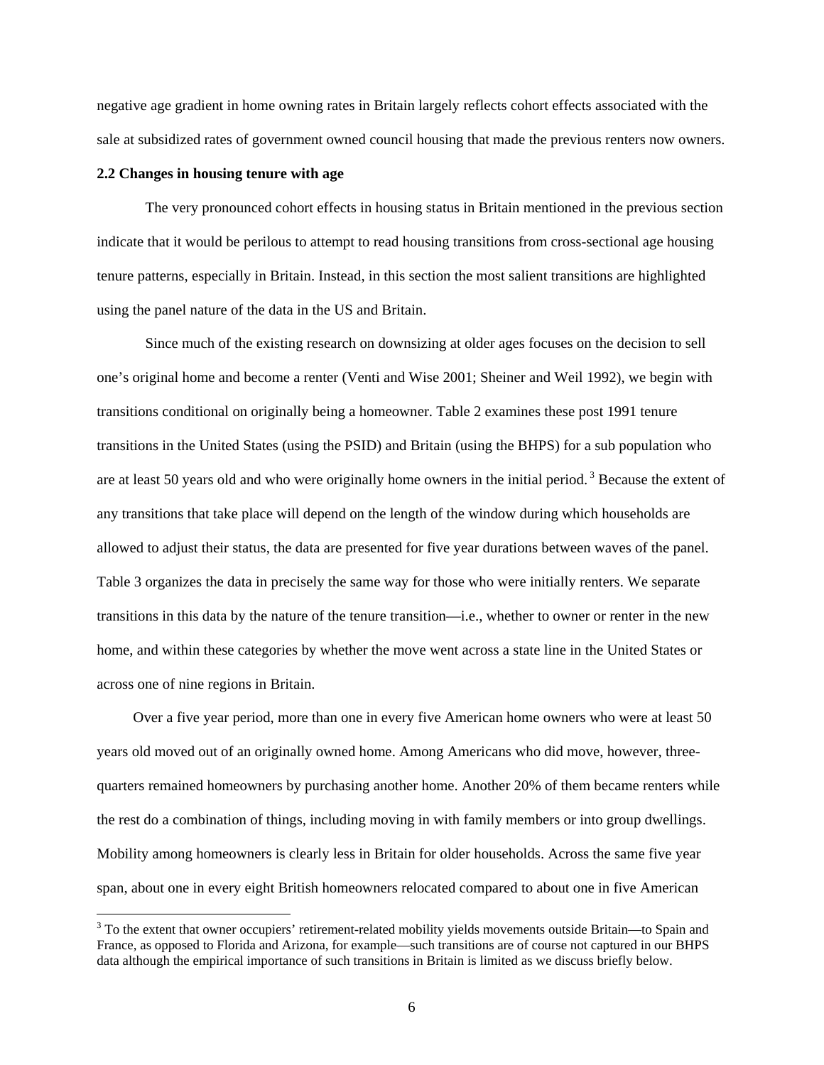negative age gradient in home owning rates in Britain largely reflects cohort effects associated with the sale at subsidized rates of government owned council housing that made the previous renters now owners.

### 2.2 Changes in housing tenure with age

The very pronounced cohort effects in housing status in Britain mentioned in the previous section indicate that it would be perilous to attempt to read housing transitions from cross-sectional age housing tenure patterns, especially in Britain. Instead, in this section the most salient transitions are highlighted using the panel nature of the data in the US and Britain.

Since much of the existing research on downsizing at older ages focuses on the decision to sell one's original home and become a renter (Venti and Wise 2001; Sheiner and Weil 1992), we begin with transitions conditional on originally being a homeowner. Table 2 examines these post 1991 tenure transitions in the United States (using the PSID) and Britain (using the BHPS) for a sub population who are at least 50 years old and who were originally home owners in the initial period.[3] Because the extent of any transitions that take place will depend on the length of the window during which households are allowed to adjust their status, the data are presented for five year durations between waves of the panel. Table 3 organizes the data in precisely the same way for those who were initially renters. We separate transitions in this data by the nature of the tenure transition—i.e., whether to owner or renter in the new home, and within these categories by whether the move went across a state line in the United States or across one of nine regions in Britain.

Over a five year period, more than one in every five American home owners who were at least 50 years old moved out of an originally owned home. Among Americans who did move, however, three-quarters remained homeowners by purchasing another home. Another 20% of them became renters while the rest do a combination of things, including moving in with family members or into group dwellings. Mobility among homeowners is clearly less in Britain for older households. Across the same five year span, about one in every eight British homeowners relocated compared to about one in five American

[3] To the extent that owner occupiers' retirement-related mobility yields movements outside Britain—to Spain and France, as opposed to Florida and Arizona, for example—such transitions are of course not captured in our BHPS data although the empirical importance of such transitions in Britain is limited as we discuss briefly below.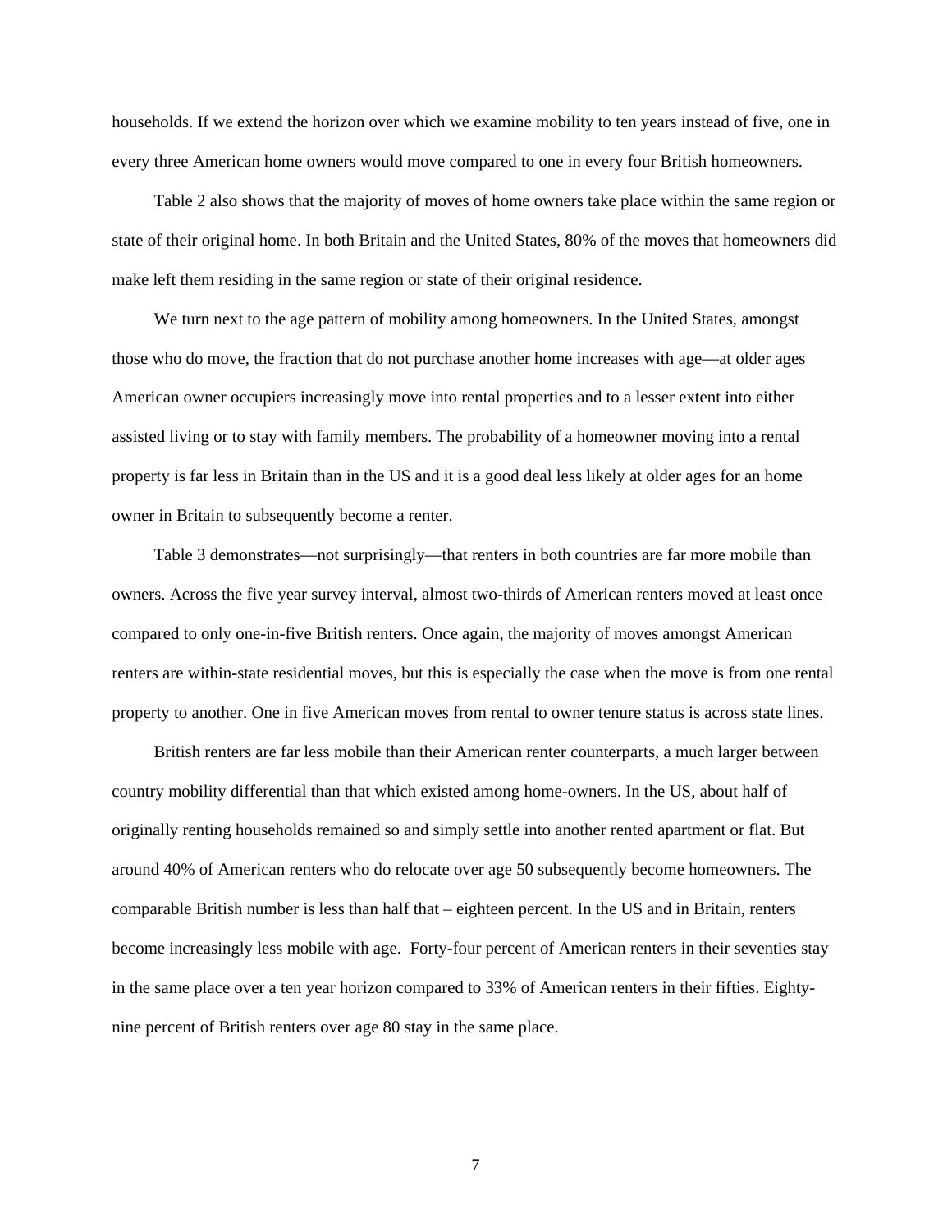households. If we extend the horizon over which we examine mobility to ten years instead of five, one in every three American home owners would move compared to one in every four British homeowners.

Table 2 also shows that the majority of moves of home owners take place within the same region or state of their original home. In both Britain and the United States, 80% of the moves that homeowners did make left them residing in the same region or state of their original residence.

We turn next to the age pattern of mobility among homeowners. In the United States, amongst those who do move, the fraction that do not purchase another home increases with age—at older ages American owner occupiers increasingly move into rental properties and to a lesser extent into either assisted living or to stay with family members. The probability of a homeowner moving into a rental property is far less in Britain than in the US and it is a good deal less likely at older ages for an home owner in Britain to subsequently become a renter.

Table 3 demonstrates—not surprisingly—that renters in both countries are far more mobile than owners. Across the five year survey interval, almost two-thirds of American renters moved at least once compared to only one-in-five British renters. Once again, the majority of moves amongst American renters are within-state residential moves, but this is especially the case when the move is from one rental property to another. One in five American moves from rental to owner tenure status is across state lines.

British renters are far less mobile than their American renter counterparts, a much larger between country mobility differential than that which existed among home-owners. In the US, about half of originally renting households remained so and simply settle into another rented apartment or flat. But around 40% of American renters who do relocate over age 50 subsequently become homeowners. The comparable British number is less than half that – eighteen percent. In the US and in Britain, renters become increasingly less mobile with age. Forty-four percent of American renters in their seventies stay in the same place over a ten year horizon compared to 33% of American renters in their fifties. Eighty-nine percent of British renters over age 80 stay in the same place.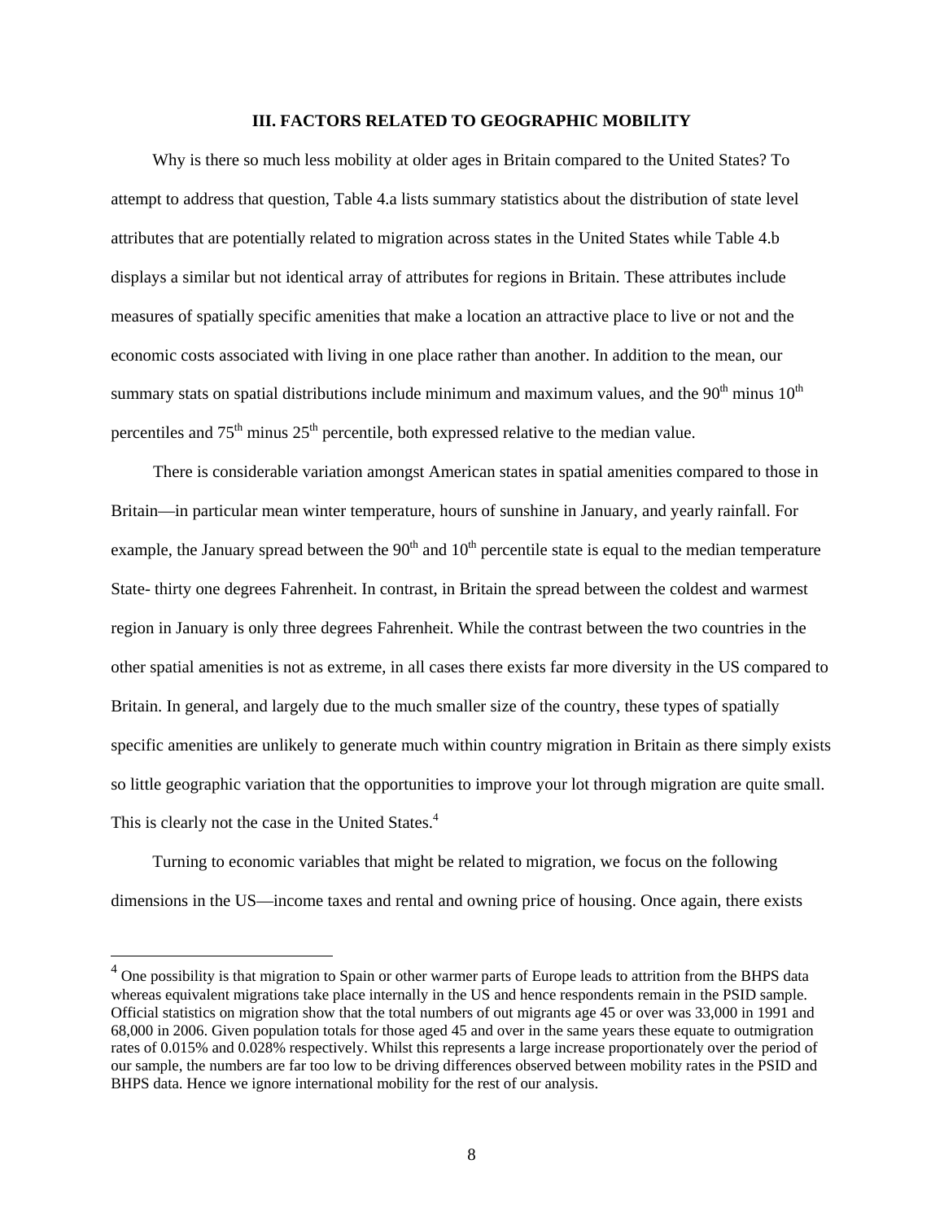### III. FACTORS RELATED TO GEOGRAPHIC MOBILITY

Why is there so much less mobility at older ages in Britain compared to the United States? To attempt to address that question, Table 4.a lists summary statistics about the distribution of state level attributes that are potentially related to migration across states in the United States while Table 4.b displays a similar but not identical array of attributes for regions in Britain. These attributes include measures of spatially specific amenities that make a location an attractive place to live or not and the economic costs associated with living in one place rather than another. In addition to the mean, our summary stats on spatial distributions include minimum and maximum values, and the 90$^{th}$ minus 10$^{th}$ percentiles and 75$^{th}$ minus 25$^{th}$ percentile, both expressed relative to the median value.

There is considerable variation amongst American states in spatial amenities compared to those in Britain—in particular mean winter temperature, hours of sunshine in January, and yearly rainfall. For example, the January spread between the 90$^{th}$ and 10$^{th}$ percentile state is equal to the median temperature State- thirty one degrees Fahrenheit. In contrast, in Britain the spread between the coldest and warmest region in January is only three degrees Fahrenheit. While the contrast between the two countries in the other spatial amenities is not as extreme, in all cases there exists far more diversity in the US compared to Britain. In general, and largely due to the much smaller size of the country, these types of spatially specific amenities are unlikely to generate much within country migration in Britain as there simply exists so little geographic variation that the opportunities to improve your lot through migration are quite small. This is clearly not the case in the United States.[4]

Turning to economic variables that might be related to migration, we focus on the following dimensions in the US—income taxes and rental and owning price of housing. Once again, there exists

---

[4] One possibility is that migration to Spain or other warmer parts of Europe leads to attrition from the BHPS data whereas equivalent migrations take place internally in the US and hence respondents remain in the PSID sample. Official statistics on migration show that the total numbers of out migrants age 45 or over was 33,000 in 1991 and 68,000 in 2006. Given population totals for those aged 45 and over in the same years these equate to outmigration rates of 0.015% and 0.028% respectively. Whilst this represents a large increase proportionately over the period of our sample, the numbers are far too low to be driving differences observed between mobility rates in the PSID and BHPS data. Hence we ignore international mobility for the rest of our analysis.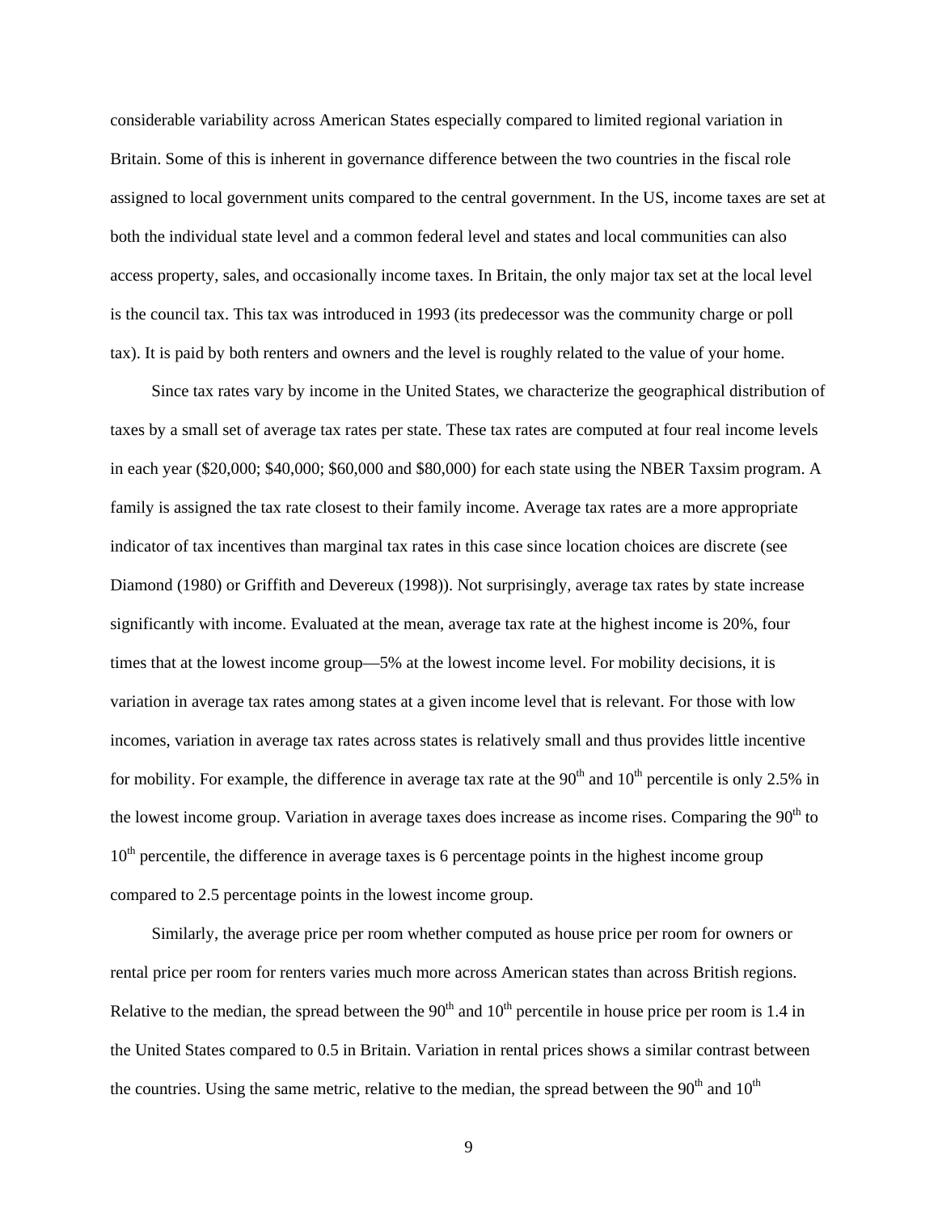considerable variability across American States especially compared to limited regional variation in Britain. Some of this is inherent in governance difference between the two countries in the fiscal role assigned to local government units compared to the central government. In the US, income taxes are set at both the individual state level and a common federal level and states and local communities can also access property, sales, and occasionally income taxes. In Britain, the only major tax set at the local level is the council tax. This tax was introduced in 1993 (its predecessor was the community charge or poll tax). It is paid by both renters and owners and the level is roughly related to the value of your home.

Since tax rates vary by income in the United States, we characterize the geographical distribution of taxes by a small set of average tax rates per state. These tax rates are computed at four real income levels in each year ($20,000; $40,000; $60,000 and $80,000) for each state using the NBER Taxsim program. A family is assigned the tax rate closest to their family income. Average tax rates are a more appropriate indicator of tax incentives than marginal tax rates in this case since location choices are discrete (see Diamond (1980) or Griffith and Devereux (1998)). Not surprisingly, average tax rates by state increase significantly with income. Evaluated at the mean, average tax rate at the highest income is 20%, four times that at the lowest income group—5% at the lowest income level. For mobility decisions, it is variation in average tax rates among states at a given income level that is relevant. For those with low incomes, variation in average tax rates across states is relatively small and thus provides little incentive for mobility. For example, the difference in average tax rate at the 90th and 10th percentile is only 2.5% in the lowest income group. Variation in average taxes does increase as income rises. Comparing the 90th to 10th percentile, the difference in average taxes is 6 percentage points in the highest income group compared to 2.5 percentage points in the lowest income group.

Similarly, the average price per room whether computed as house price per room for owners or rental price per room for renters varies much more across American states than across British regions. Relative to the median, the spread between the 90th and 10th percentile in house price per room is 1.4 in the United States compared to 0.5 in Britain. Variation in rental prices shows a similar contrast between the countries. Using the same metric, relative to the median, the spread between the 90th and 10th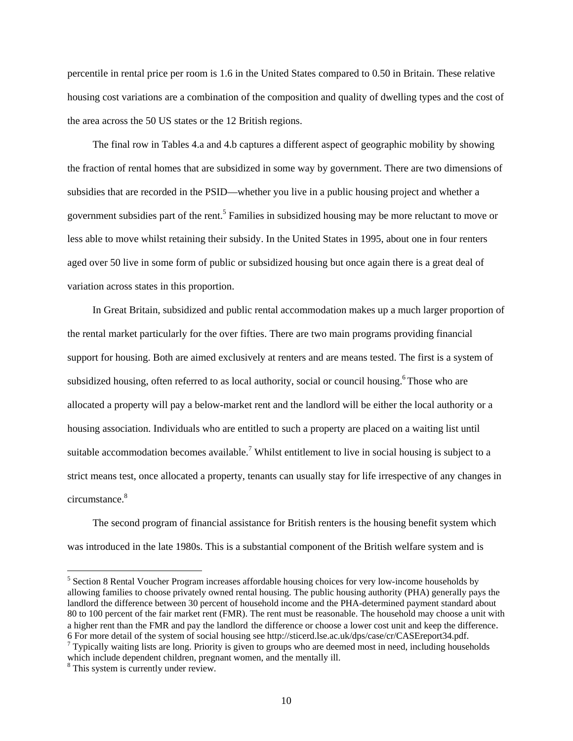percentile in rental price per room is 1.6 in the United States compared to 0.50 in Britain. These relative housing cost variations are a combination of the composition and quality of dwelling types and the cost of the area across the 50 US states or the 12 British regions.

The final row in Tables 4.a and 4.b captures a different aspect of geographic mobility by showing the fraction of rental homes that are subsidized in some way by government. There are two dimensions of subsidies that are recorded in the PSID—whether you live in a public housing project and whether a government subsidies part of the rent.[5] Families in subsidized housing may be more reluctant to move or less able to move whilst retaining their subsidy. In the United States in 1995, about one in four renters aged over 50 live in some form of public or subsidized housing but once again there is a great deal of variation across states in this proportion.

In Great Britain, subsidized and public rental accommodation makes up a much larger proportion of the rental market particularly for the over fifties. There are two main programs providing financial support for housing. Both are aimed exclusively at renters and are means tested. The first is a system of subsidized housing, often referred to as local authority, social or council housing.[6] Those who are allocated a property will pay a below-market rent and the landlord will be either the local authority or a housing association. Individuals who are entitled to such a property are placed on a waiting list until suitable accommodation becomes available.[7] Whilst entitlement to live in social housing is subject to a strict means test, once allocated a property, tenants can usually stay for life irrespective of any changes in circumstance.[8]

The second program of financial assistance for British renters is the housing benefit system which was introduced in the late 1980s. This is a substantial component of the British welfare system and is

---

[5] Section 8 Rental Voucher Program increases affordable housing choices for very low-income households by allowing families to choose privately owned rental housing. The public housing authority (PHA) generally pays the landlord the difference between 30 percent of household income and the PHA-determined payment standard about 80 to 100 percent of the fair market rent (FMR). The rent must be reasonable. The household may choose a unit with a higher rent than the FMR and pay the landlord the difference or choose a lower cost unit and keep the difference.

[6] For more detail of the system of social housing see http://sticerd.lse.ac.uk/dps/case/cr/CASEreport34.pdf.

[7] Typically waiting lists are long. Priority is given to groups who are deemed most in need, including households which include dependent children, pregnant women, and the mentally ill.

[8] This system is currently under review.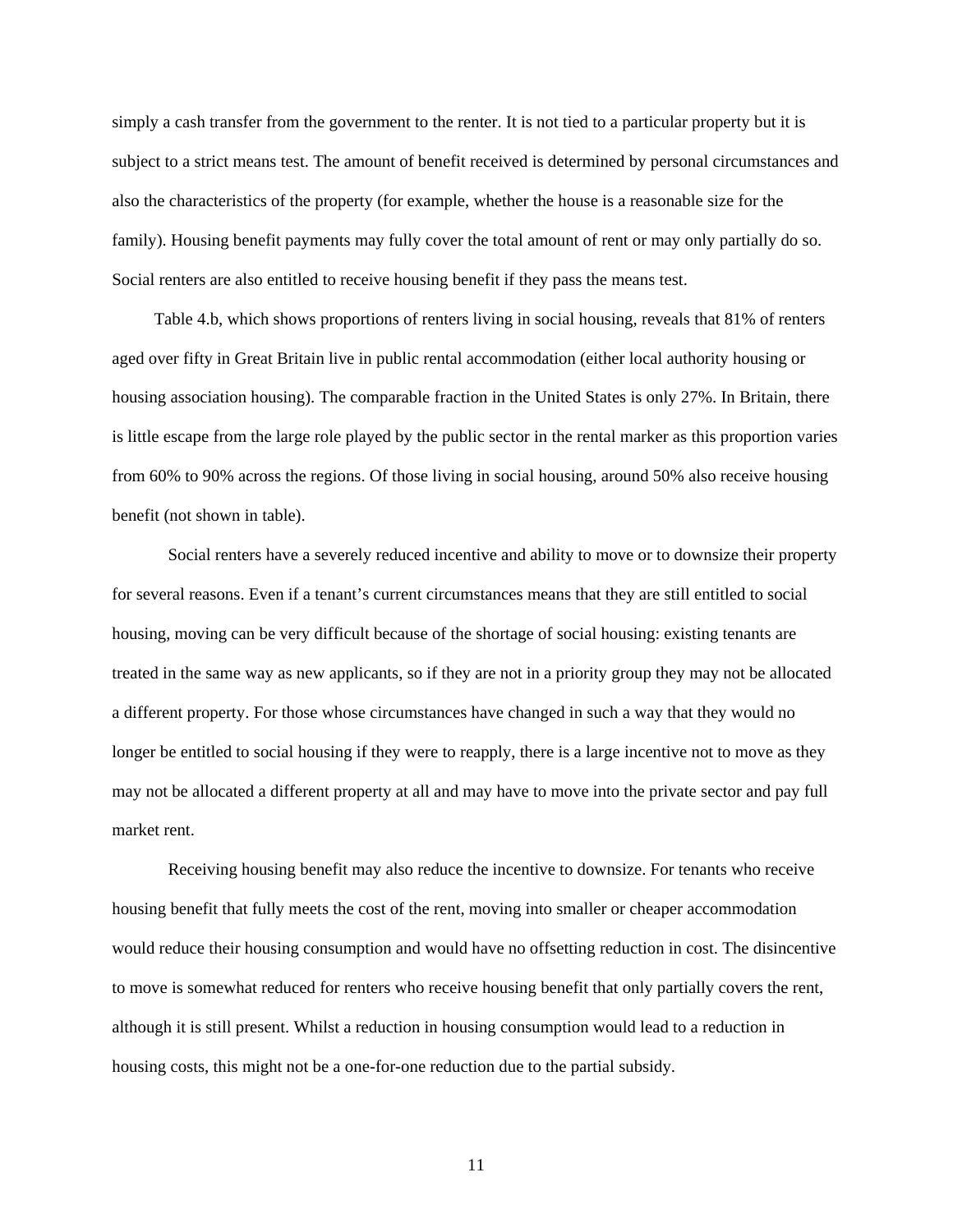simply a cash transfer from the government to the renter. It is not tied to a particular property but it is subject to a strict means test. The amount of benefit received is determined by personal circumstances and also the characteristics of the property (for example, whether the house is a reasonable size for the family). Housing benefit payments may fully cover the total amount of rent or may only partially do so. Social renters are also entitled to receive housing benefit if they pass the means test.

Table 4.b, which shows proportions of renters living in social housing, reveals that 81% of renters aged over fifty in Great Britain live in public rental accommodation (either local authority housing or housing association housing). The comparable fraction in the United States is only 27%. In Britain, there is little escape from the large role played by the public sector in the rental marker as this proportion varies from 60% to 90% across the regions. Of those living in social housing, around 50% also receive housing benefit (not shown in table).

Social renters have a severely reduced incentive and ability to move or to downsize their property for several reasons. Even if a tenant's current circumstances means that they are still entitled to social housing, moving can be very difficult because of the shortage of social housing: existing tenants are treated in the same way as new applicants, so if they are not in a priority group they may not be allocated a different property. For those whose circumstances have changed in such a way that they would no longer be entitled to social housing if they were to reapply, there is a large incentive not to move as they may not be allocated a different property at all and may have to move into the private sector and pay full market rent.

Receiving housing benefit may also reduce the incentive to downsize. For tenants who receive housing benefit that fully meets the cost of the rent, moving into smaller or cheaper accommodation would reduce their housing consumption and would have no offsetting reduction in cost. The disincentive to move is somewhat reduced for renters who receive housing benefit that only partially covers the rent, although it is still present. Whilst a reduction in housing consumption would lead to a reduction in housing costs, this might not be a one-for-one reduction due to the partial subsidy.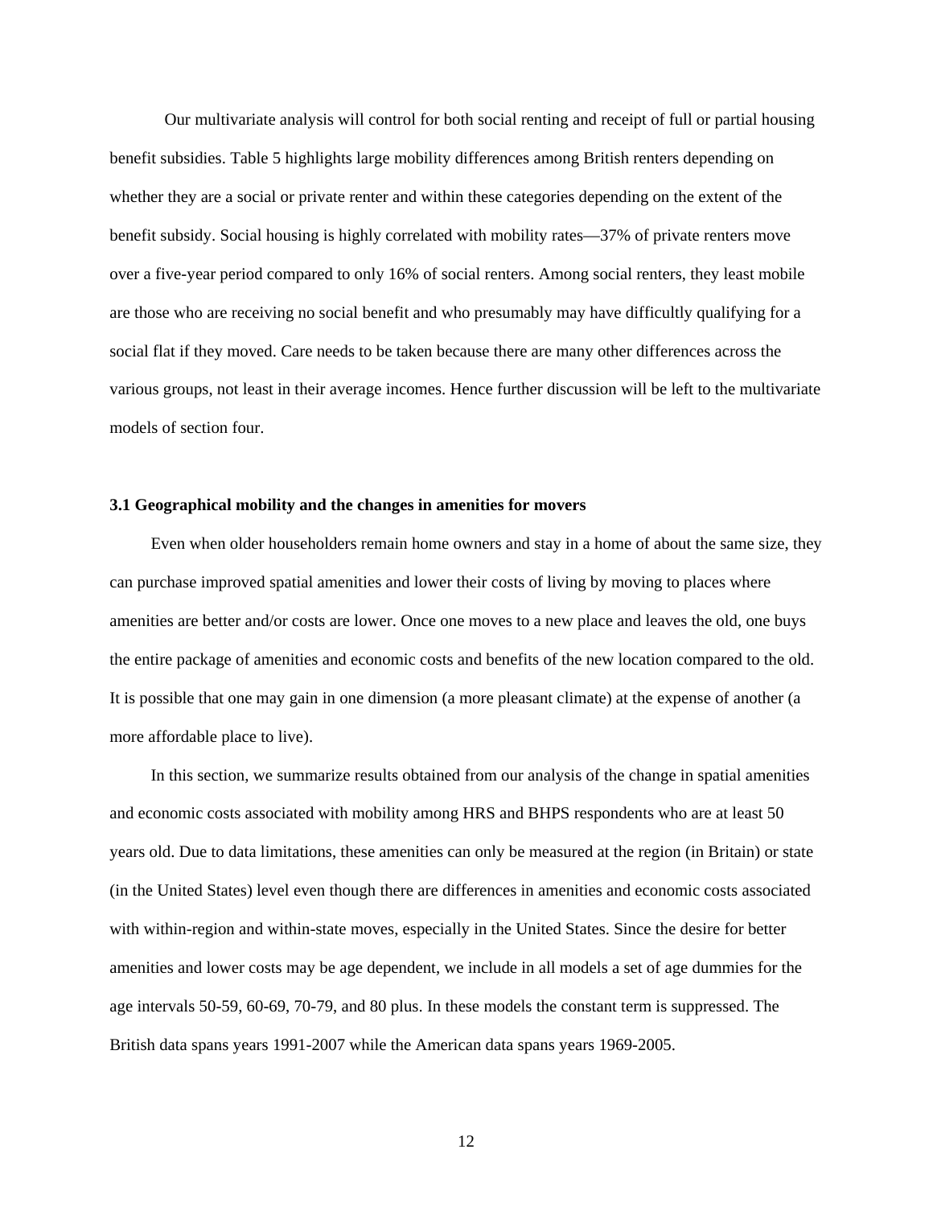Our multivariate analysis will control for both social renting and receipt of full or partial housing benefit subsidies. Table 5 highlights large mobility differences among British renters depending on whether they are a social or private renter and within these categories depending on the extent of the benefit subsidy. Social housing is highly correlated with mobility rates—37% of private renters move over a five-year period compared to only 16% of social renters. Among social renters, they least mobile are those who are receiving no social benefit and who presumably may have difficultly qualifying for a social flat if they moved. Care needs to be taken because there are many other differences across the various groups, not least in their average incomes. Hence further discussion will be left to the multivariate models of section four.

### 3.1 Geographical mobility and the changes in amenities for movers

Even when older householders remain home owners and stay in a home of about the same size, they can purchase improved spatial amenities and lower their costs of living by moving to places where amenities are better and/or costs are lower. Once one moves to a new place and leaves the old, one buys the entire package of amenities and economic costs and benefits of the new location compared to the old. It is possible that one may gain in one dimension (a more pleasant climate) at the expense of another (a more affordable place to live).

In this section, we summarize results obtained from our analysis of the change in spatial amenities and economic costs associated with mobility among HRS and BHPS respondents who are at least 50 years old. Due to data limitations, these amenities can only be measured at the region (in Britain) or state (in the United States) level even though there are differences in amenities and economic costs associated with within-region and within-state moves, especially in the United States. Since the desire for better amenities and lower costs may be age dependent, we include in all models a set of age dummies for the age intervals 50-59, 60-69, 70-79, and 80 plus. In these models the constant term is suppressed. The British data spans years 1991-2007 while the American data spans years 1969-2005.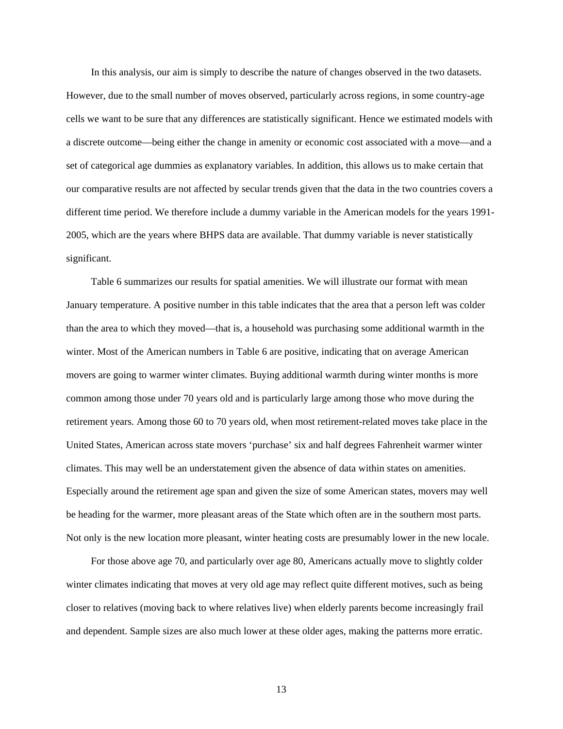In this analysis, our aim is simply to describe the nature of changes observed in the two datasets. However, due to the small number of moves observed, particularly across regions, in some country-age cells we want to be sure that any differences are statistically significant. Hence we estimated models with a discrete outcome—being either the change in amenity or economic cost associated with a move—and a set of categorical age dummies as explanatory variables. In addition, this allows us to make certain that our comparative results are not affected by secular trends given that the data in the two countries covers a different time period. We therefore include a dummy variable in the American models for the years 1991-2005, which are the years where BHPS data are available. That dummy variable is never statistically significant.

Table 6 summarizes our results for spatial amenities. We will illustrate our format with mean January temperature. A positive number in this table indicates that the area that a person left was colder than the area to which they moved—that is, a household was purchasing some additional warmth in the winter. Most of the American numbers in Table 6 are positive, indicating that on average American movers are going to warmer winter climates. Buying additional warmth during winter months is more common among those under 70 years old and is particularly large among those who move during the retirement years. Among those 60 to 70 years old, when most retirement-related moves take place in the United States, American across state movers 'purchase' six and half degrees Fahrenheit warmer winter climates. This may well be an understatement given the absence of data within states on amenities. Especially around the retirement age span and given the size of some American states, movers may well be heading for the warmer, more pleasant areas of the State which often are in the southern most parts. Not only is the new location more pleasant, winter heating costs are presumably lower in the new locale.

For those above age 70, and particularly over age 80, Americans actually move to slightly colder winter climates indicating that moves at very old age may reflect quite different motives, such as being closer to relatives (moving back to where relatives live) when elderly parents become increasingly frail and dependent. Sample sizes are also much lower at these older ages, making the patterns more erratic.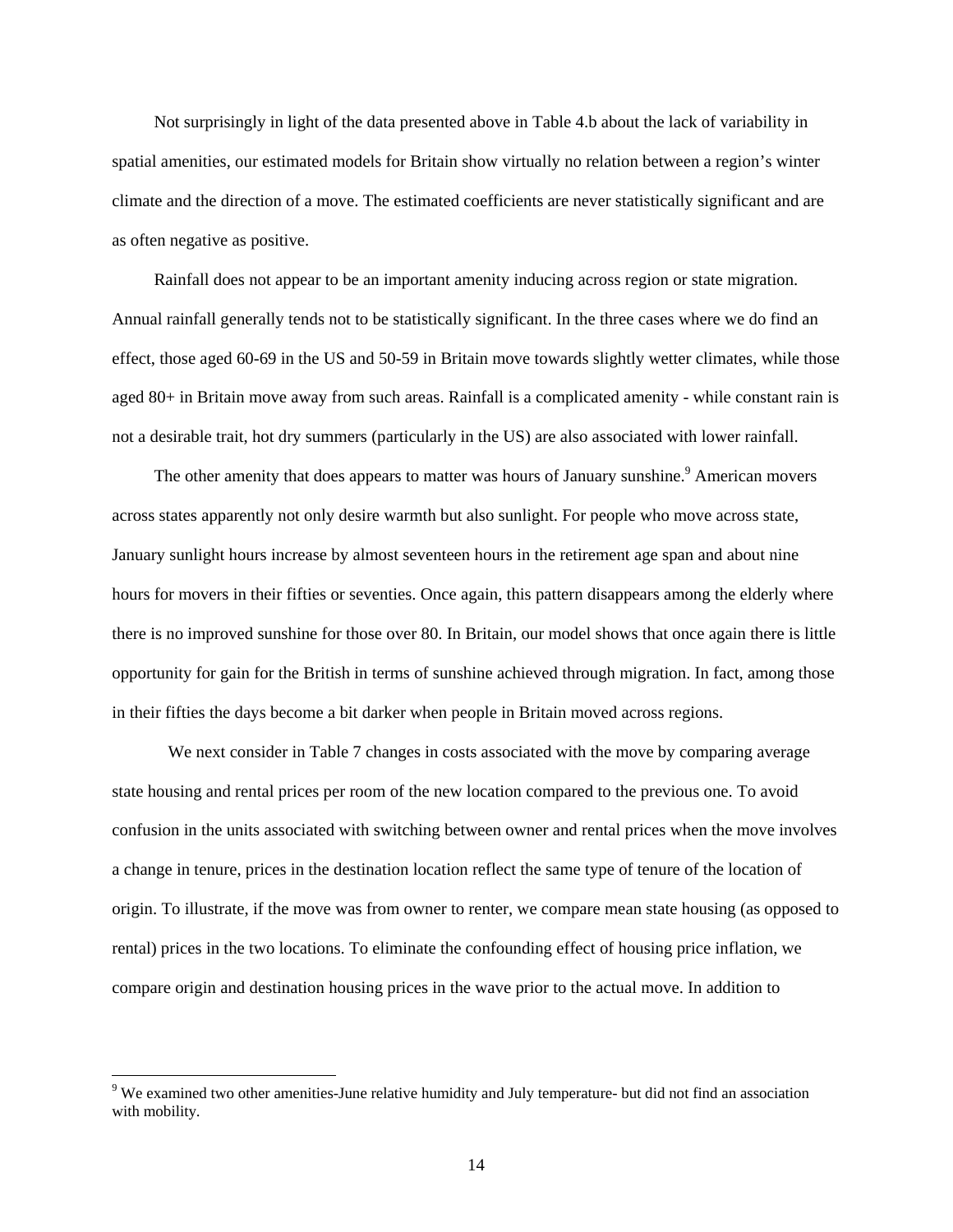Not surprisingly in light of the data presented above in Table 4.b about the lack of variability in spatial amenities, our estimated models for Britain show virtually no relation between a region's winter climate and the direction of a move. The estimated coefficients are never statistically significant and are as often negative as positive.

Rainfall does not appear to be an important amenity inducing across region or state migration. Annual rainfall generally tends not to be statistically significant. In the three cases where we do find an effect, those aged 60-69 in the US and 50-59 in Britain move towards slightly wetter climates, while those aged 80+ in Britain move away from such areas. Rainfall is a complicated amenity - while constant rain is not a desirable trait, hot dry summers (particularly in the US) are also associated with lower rainfall.

The other amenity that does appears to matter was hours of January sunshine.[9] American movers across states apparently not only desire warmth but also sunlight. For people who move across state, January sunlight hours increase by almost seventeen hours in the retirement age span and about nine hours for movers in their fifties or seventies. Once again, this pattern disappears among the elderly where there is no improved sunshine for those over 80. In Britain, our model shows that once again there is little opportunity for gain for the British in terms of sunshine achieved through migration. In fact, among those in their fifties the days become a bit darker when people in Britain moved across regions.

We next consider in Table 7 changes in costs associated with the move by comparing average state housing and rental prices per room of the new location compared to the previous one. To avoid confusion in the units associated with switching between owner and rental prices when the move involves a change in tenure, prices in the destination location reflect the same type of tenure of the location of origin. To illustrate, if the move was from owner to renter, we compare mean state housing (as opposed to rental) prices in the two locations. To eliminate the confounding effect of housing price inflation, we compare origin and destination housing prices in the wave prior to the actual move. In addition to

[9] We examined two other amenities-June relative humidity and July temperature- but did not find an association with mobility.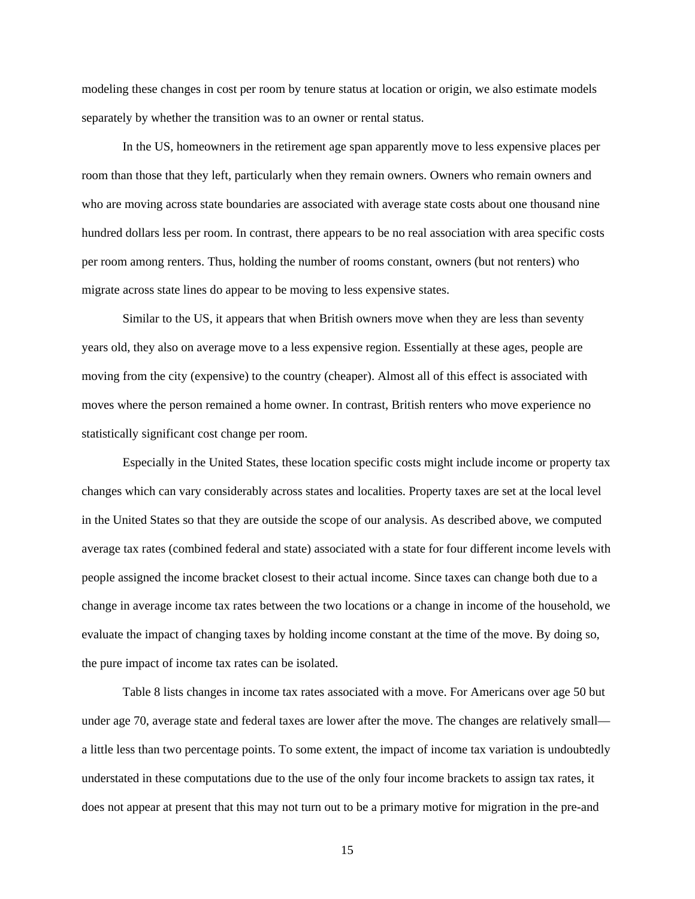modeling these changes in cost per room by tenure status at location or origin, we also estimate models separately by whether the transition was to an owner or rental status.

In the US, homeowners in the retirement age span apparently move to less expensive places per room than those that they left, particularly when they remain owners. Owners who remain owners and who are moving across state boundaries are associated with average state costs about one thousand nine hundred dollars less per room. In contrast, there appears to be no real association with area specific costs per room among renters. Thus, holding the number of rooms constant, owners (but not renters) who migrate across state lines do appear to be moving to less expensive states.

Similar to the US, it appears that when British owners move when they are less than seventy years old, they also on average move to a less expensive region. Essentially at these ages, people are moving from the city (expensive) to the country (cheaper). Almost all of this effect is associated with moves where the person remained a home owner. In contrast, British renters who move experience no statistically significant cost change per room.

Especially in the United States, these location specific costs might include income or property tax changes which can vary considerably across states and localities. Property taxes are set at the local level in the United States so that they are outside the scope of our analysis. As described above, we computed average tax rates (combined federal and state) associated with a state for four different income levels with people assigned the income bracket closest to their actual income. Since taxes can change both due to a change in average income tax rates between the two locations or a change in income of the household, we evaluate the impact of changing taxes by holding income constant at the time of the move. By doing so, the pure impact of income tax rates can be isolated.

Table 8 lists changes in income tax rates associated with a move. For Americans over age 50 but under age 70, average state and federal taxes are lower after the move. The changes are relatively small—a little less than two percentage points. To some extent, the impact of income tax variation is undoubtedly understated in these computations due to the use of the only four income brackets to assign tax rates, it does not appear at present that this may not turn out to be a primary motive for migration in the pre-and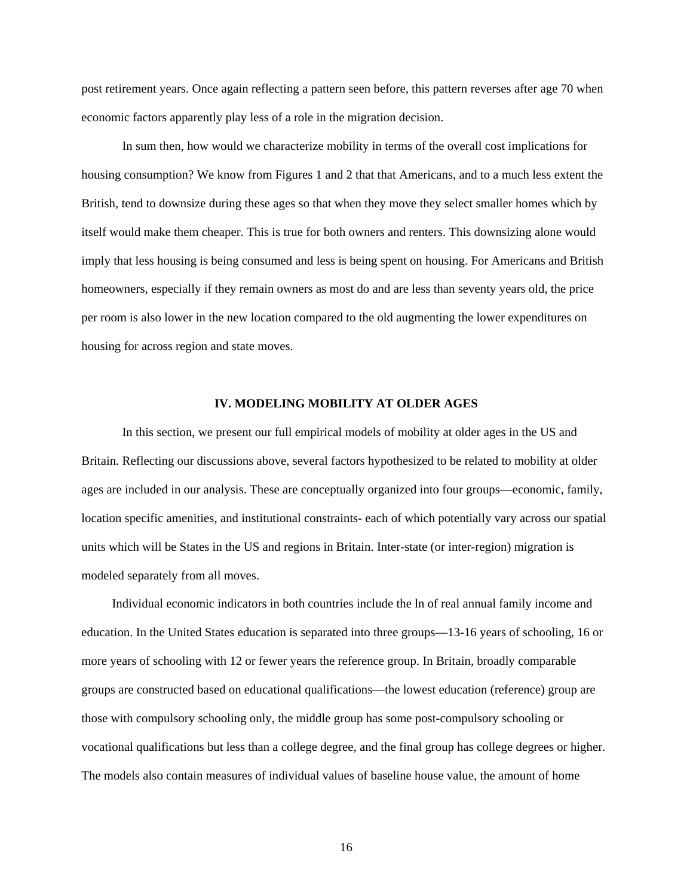post retirement years. Once again reflecting a pattern seen before, this pattern reverses after age 70 when economic factors apparently play less of a role in the migration decision.

In sum then, how would we characterize mobility in terms of the overall cost implications for housing consumption? We know from Figures 1 and 2 that that Americans, and to a much less extent the British, tend to downsize during these ages so that when they move they select smaller homes which by itself would make them cheaper. This is true for both owners and renters. This downsizing alone would imply that less housing is being consumed and less is being spent on housing. For Americans and British homeowners, especially if they remain owners as most do and are less than seventy years old, the price per room is also lower in the new location compared to the old augmenting the lower expenditures on housing for across region and state moves.

## IV. MODELING MOBILITY AT OLDER AGES

In this section, we present our full empirical models of mobility at older ages in the US and Britain. Reflecting our discussions above, several factors hypothesized to be related to mobility at older ages are included in our analysis. These are conceptually organized into four groups—economic, family, location specific amenities, and institutional constraints- each of which potentially vary across our spatial units which will be States in the US and regions in Britain. Inter-state (or inter-region) migration is modeled separately from all moves.

Individual economic indicators in both countries include the ln of real annual family income and education. In the United States education is separated into three groups—13-16 years of schooling, 16 or more years of schooling with 12 or fewer years the reference group. In Britain, broadly comparable groups are constructed based on educational qualifications—the lowest education (reference) group are those with compulsory schooling only, the middle group has some post-compulsory schooling or vocational qualifications but less than a college degree, and the final group has college degrees or higher. The models also contain measures of individual values of baseline house value, the amount of home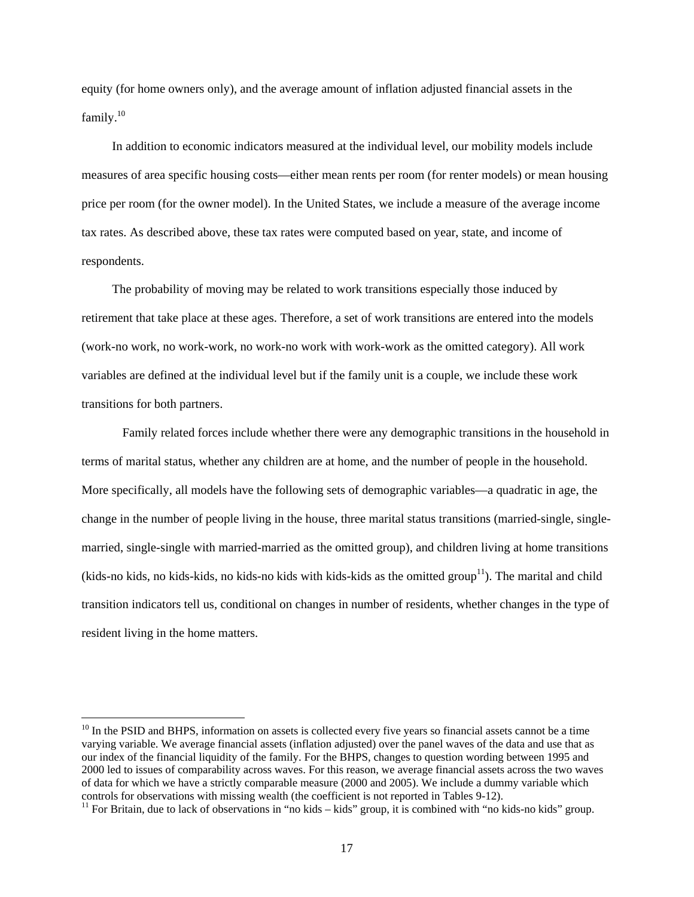equity (for home owners only), and the average amount of inflation adjusted financial assets in the family.[10]

In addition to economic indicators measured at the individual level, our mobility models include measures of area specific housing costs—either mean rents per room (for renter models) or mean housing price per room (for the owner model). In the United States, we include a measure of the average income tax rates. As described above, these tax rates were computed based on year, state, and income of respondents.

The probability of moving may be related to work transitions especially those induced by retirement that take place at these ages. Therefore, a set of work transitions are entered into the models (work-no work, no work-work, no work-no work with work-work as the omitted category). All work variables are defined at the individual level but if the family unit is a couple, we include these work transitions for both partners.

Family related forces include whether there were any demographic transitions in the household in terms of marital status, whether any children are at home, and the number of people in the household. More specifically, all models have the following sets of demographic variables—a quadratic in age, the change in the number of people living in the house, three marital status transitions (married-single, single-married, single-single with married-married as the omitted group), and children living at home transitions (kids-no kids, no kids-kids, no kids-no kids with kids-kids as the omitted group[11]). The marital and child transition indicators tell us, conditional on changes in number of residents, whether changes in the type of resident living in the home matters.

---

[10] In the PSID and BHPS, information on assets is collected every five years so financial assets cannot be a time varying variable. We average financial assets (inflation adjusted) over the panel waves of the data and use that as our index of the financial liquidity of the family. For the BHPS, changes to question wording between 1995 and 2000 led to issues of comparability across waves. For this reason, we average financial assets across the two waves of data for which we have a strictly comparable measure (2000 and 2005). We include a dummy variable which controls for observations with missing wealth (the coefficient is not reported in Tables 9-12).

[11] For Britain, due to lack of observations in "no kids – kids" group, it is combined with "no kids-no kids" group.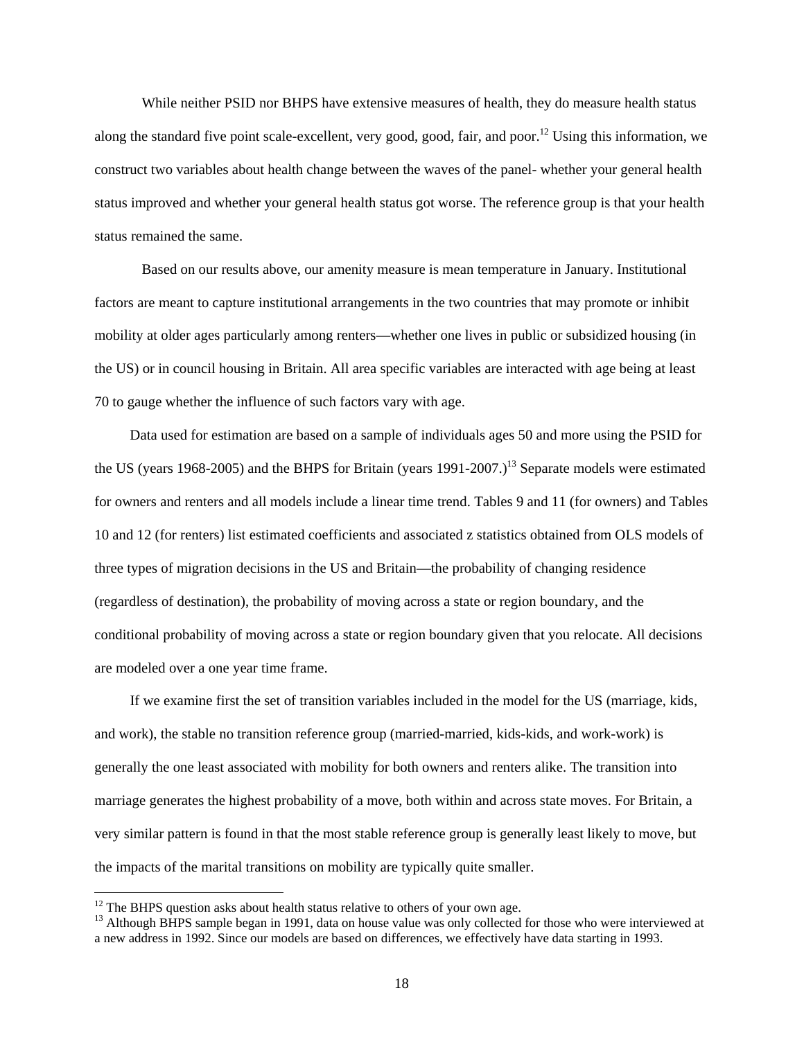While neither PSID nor BHPS have extensive measures of health, they do measure health status along the standard five point scale-excellent, very good, good, fair, and poor.[12] Using this information, we construct two variables about health change between the waves of the panel- whether your general health status improved and whether your general health status got worse. The reference group is that your health status remained the same.

Based on our results above, our amenity measure is mean temperature in January. Institutional factors are meant to capture institutional arrangements in the two countries that may promote or inhibit mobility at older ages particularly among renters—whether one lives in public or subsidized housing (in the US) or in council housing in Britain. All area specific variables are interacted with age being at least 70 to gauge whether the influence of such factors vary with age.

Data used for estimation are based on a sample of individuals ages 50 and more using the PSID for the US (years 1968-2005) and the BHPS for Britain (years 1991-2007.)[13] Separate models were estimated for owners and renters and all models include a linear time trend. Tables 9 and 11 (for owners) and Tables 10 and 12 (for renters) list estimated coefficients and associated z statistics obtained from OLS models of three types of migration decisions in the US and Britain—the probability of changing residence (regardless of destination), the probability of moving across a state or region boundary, and the conditional probability of moving across a state or region boundary given that you relocate. All decisions are modeled over a one year time frame.

If we examine first the set of transition variables included in the model for the US (marriage, kids, and work), the stable no transition reference group (married-married, kids-kids, and work-work) is generally the one least associated with mobility for both owners and renters alike. The transition into marriage generates the highest probability of a move, both within and across state moves. For Britain, a very similar pattern is found in that the most stable reference group is generally least likely to move, but the impacts of the marital transitions on mobility are typically quite smaller.

[12] The BHPS question asks about health status relative to others of your own age.

[13] Although BHPS sample began in 1991, data on house value was only collected for those who were interviewed at a new address in 1992. Since our models are based on differences, we effectively have data starting in 1993.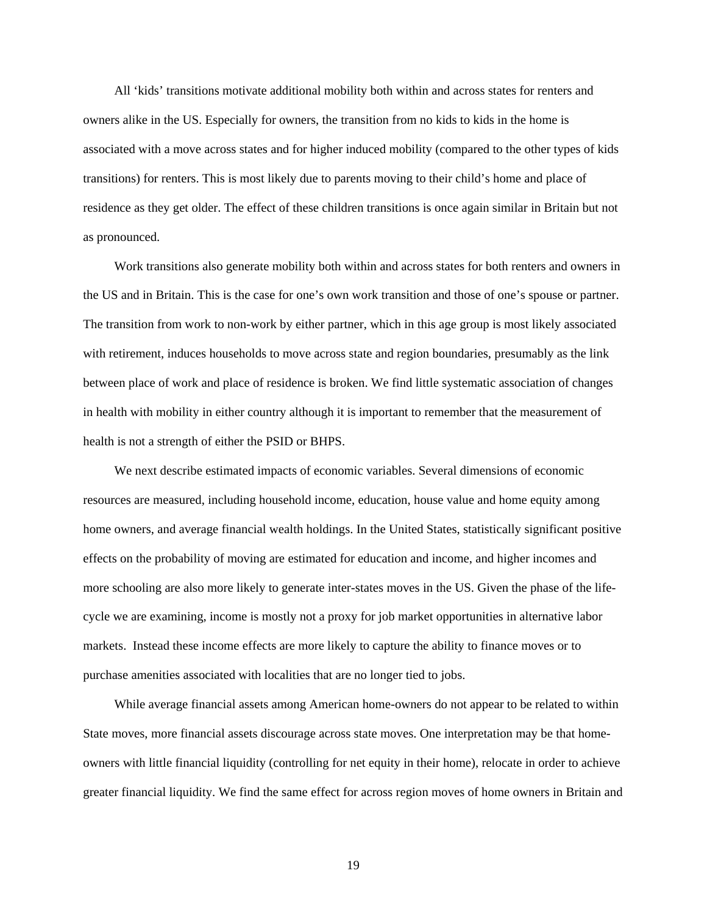All 'kids' transitions motivate additional mobility both within and across states for renters and owners alike in the US. Especially for owners, the transition from no kids to kids in the home is associated with a move across states and for higher induced mobility (compared to the other types of kids transitions) for renters. This is most likely due to parents moving to their child's home and place of residence as they get older. The effect of these children transitions is once again similar in Britain but not as pronounced.

Work transitions also generate mobility both within and across states for both renters and owners in the US and in Britain. This is the case for one's own work transition and those of one's spouse or partner. The transition from work to non-work by either partner, which in this age group is most likely associated with retirement, induces households to move across state and region boundaries, presumably as the link between place of work and place of residence is broken. We find little systematic association of changes in health with mobility in either country although it is important to remember that the measurement of health is not a strength of either the PSID or BHPS.

We next describe estimated impacts of economic variables. Several dimensions of economic resources are measured, including household income, education, house value and home equity among home owners, and average financial wealth holdings. In the United States, statistically significant positive effects on the probability of moving are estimated for education and income, and higher incomes and more schooling are also more likely to generate inter-states moves in the US. Given the phase of the life-cycle we are examining, income is mostly not a proxy for job market opportunities in alternative labor markets. Instead these income effects are more likely to capture the ability to finance moves or to purchase amenities associated with localities that are no longer tied to jobs.

While average financial assets among American home-owners do not appear to be related to within State moves, more financial assets discourage across state moves. One interpretation may be that home-owners with little financial liquidity (controlling for net equity in their home), relocate in order to achieve greater financial liquidity. We find the same effect for across region moves of home owners in Britain and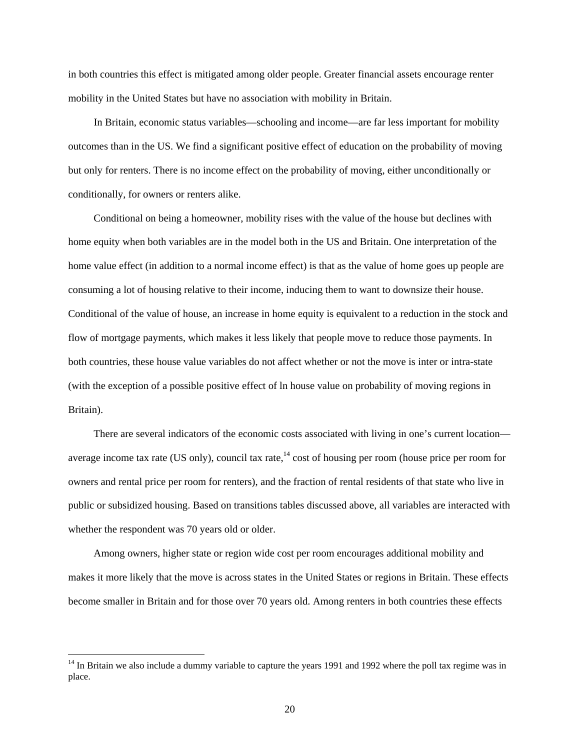in both countries this effect is mitigated among older people. Greater financial assets encourage renter mobility in the United States but have no association with mobility in Britain.

In Britain, economic status variables—schooling and income—are far less important for mobility outcomes than in the US. We find a significant positive effect of education on the probability of moving but only for renters. There is no income effect on the probability of moving, either unconditionally or conditionally, for owners or renters alike.

Conditional on being a homeowner, mobility rises with the value of the house but declines with home equity when both variables are in the model both in the US and Britain. One interpretation of the home value effect (in addition to a normal income effect) is that as the value of home goes up people are consuming a lot of housing relative to their income, inducing them to want to downsize their house. Conditional of the value of house, an increase in home equity is equivalent to a reduction in the stock and flow of mortgage payments, which makes it less likely that people move to reduce those payments. In both countries, these house value variables do not affect whether or not the move is inter or intra-state (with the exception of a possible positive effect of ln house value on probability of moving regions in Britain).

There are several indicators of the economic costs associated with living in one's current location—average income tax rate (US only), council tax rate,[14] cost of housing per room (house price per room for owners and rental price per room for renters), and the fraction of rental residents of that state who live in public or subsidized housing. Based on transitions tables discussed above, all variables are interacted with whether the respondent was 70 years old or older.

Among owners, higher state or region wide cost per room encourages additional mobility and makes it more likely that the move is across states in the United States or regions in Britain. These effects become smaller in Britain and for those over 70 years old. Among renters in both countries these effects

[14] In Britain we also include a dummy variable to capture the years 1991 and 1992 where the poll tax regime was in place.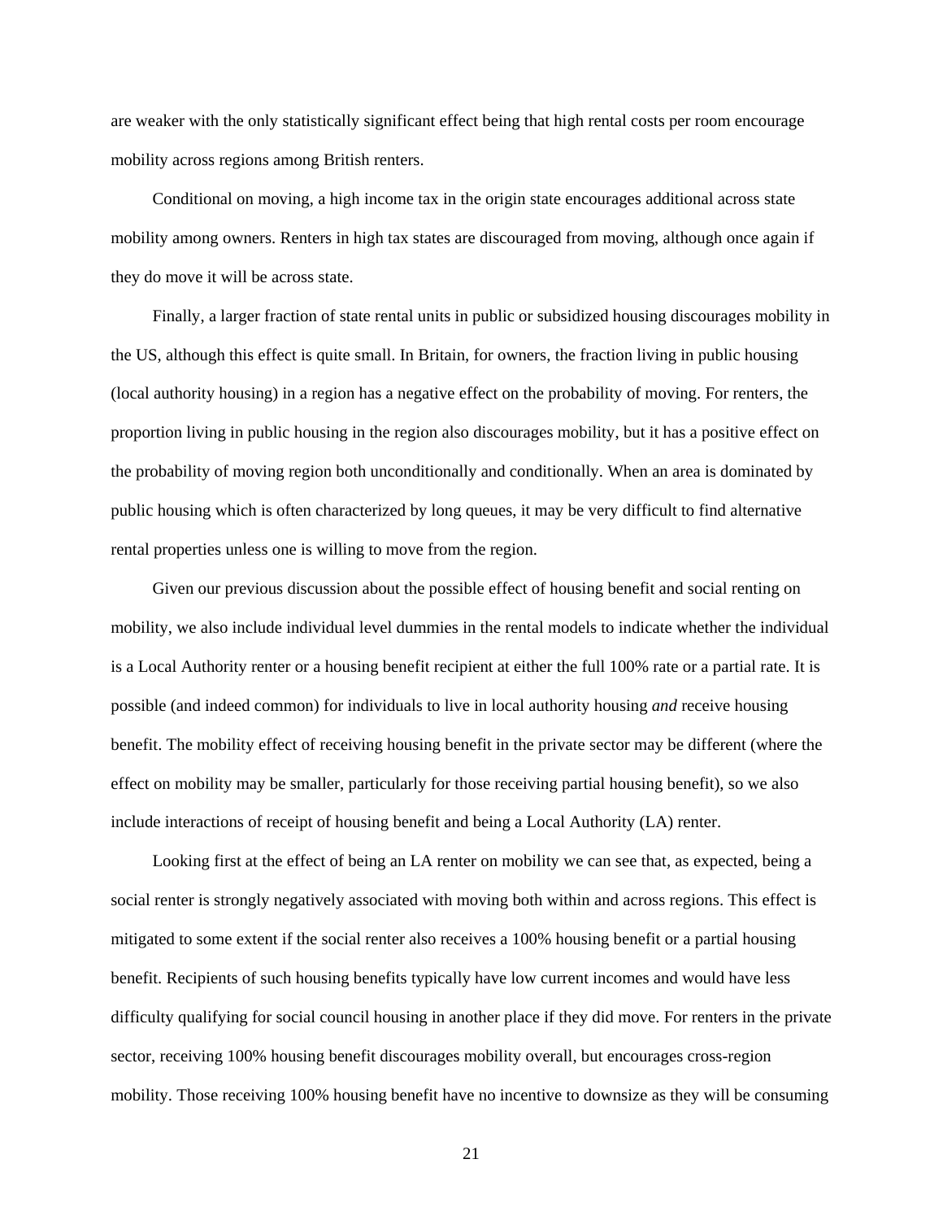are weaker with the only statistically significant effect being that high rental costs per room encourage mobility across regions among British renters.

Conditional on moving, a high income tax in the origin state encourages additional across state mobility among owners. Renters in high tax states are discouraged from moving, although once again if they do move it will be across state.

Finally, a larger fraction of state rental units in public or subsidized housing discourages mobility in the US, although this effect is quite small. In Britain, for owners, the fraction living in public housing (local authority housing) in a region has a negative effect on the probability of moving. For renters, the proportion living in public housing in the region also discourages mobility, but it has a positive effect on the probability of moving region both unconditionally and conditionally. When an area is dominated by public housing which is often characterized by long queues, it may be very difficult to find alternative rental properties unless one is willing to move from the region.

Given our previous discussion about the possible effect of housing benefit and social renting on mobility, we also include individual level dummies in the rental models to indicate whether the individual is a Local Authority renter or a housing benefit recipient at either the full 100% rate or a partial rate. It is possible (and indeed common) for individuals to live in local authority housing *and* receive housing benefit. The mobility effect of receiving housing benefit in the private sector may be different (where the effect on mobility may be smaller, particularly for those receiving partial housing benefit), so we also include interactions of receipt of housing benefit and being a Local Authority (LA) renter.

Looking first at the effect of being an LA renter on mobility we can see that, as expected, being a social renter is strongly negatively associated with moving both within and across regions. This effect is mitigated to some extent if the social renter also receives a 100% housing benefit or a partial housing benefit. Recipients of such housing benefits typically have low current incomes and would have less difficulty qualifying for social council housing in another place if they did move. For renters in the private sector, receiving 100% housing benefit discourages mobility overall, but encourages cross-region mobility. Those receiving 100% housing benefit have no incentive to downsize as they will be consuming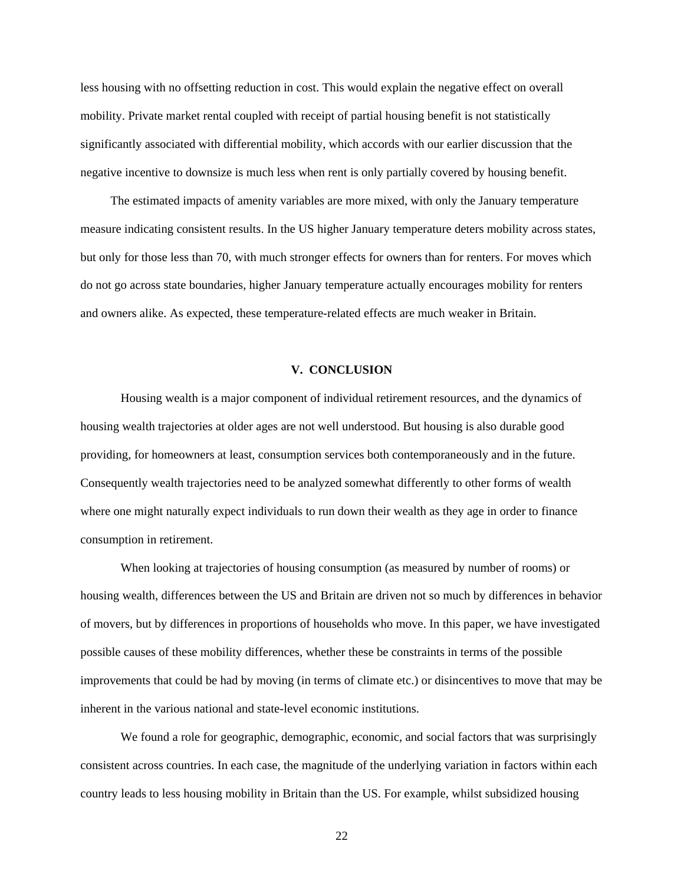less housing with no offsetting reduction in cost. This would explain the negative effect on overall mobility. Private market rental coupled with receipt of partial housing benefit is not statistically significantly associated with differential mobility, which accords with our earlier discussion that the negative incentive to downsize is much less when rent is only partially covered by housing benefit.

The estimated impacts of amenity variables are more mixed, with only the January temperature measure indicating consistent results. In the US higher January temperature deters mobility across states, but only for those less than 70, with much stronger effects for owners than for renters. For moves which do not go across state boundaries, higher January temperature actually encourages mobility for renters and owners alike. As expected, these temperature-related effects are much weaker in Britain.

## V. CONCLUSION

Housing wealth is a major component of individual retirement resources, and the dynamics of housing wealth trajectories at older ages are not well understood. But housing is also durable good providing, for homeowners at least, consumption services both contemporaneously and in the future. Consequently wealth trajectories need to be analyzed somewhat differently to other forms of wealth where one might naturally expect individuals to run down their wealth as they age in order to finance consumption in retirement.

When looking at trajectories of housing consumption (as measured by number of rooms) or housing wealth, differences between the US and Britain are driven not so much by differences in behavior of movers, but by differences in proportions of households who move. In this paper, we have investigated possible causes of these mobility differences, whether these be constraints in terms of the possible improvements that could be had by moving (in terms of climate etc.) or disincentives to move that may be inherent in the various national and state-level economic institutions.

We found a role for geographic, demographic, economic, and social factors that was surprisingly consistent across countries. In each case, the magnitude of the underlying variation in factors within each country leads to less housing mobility in Britain than the US. For example, whilst subsidized housing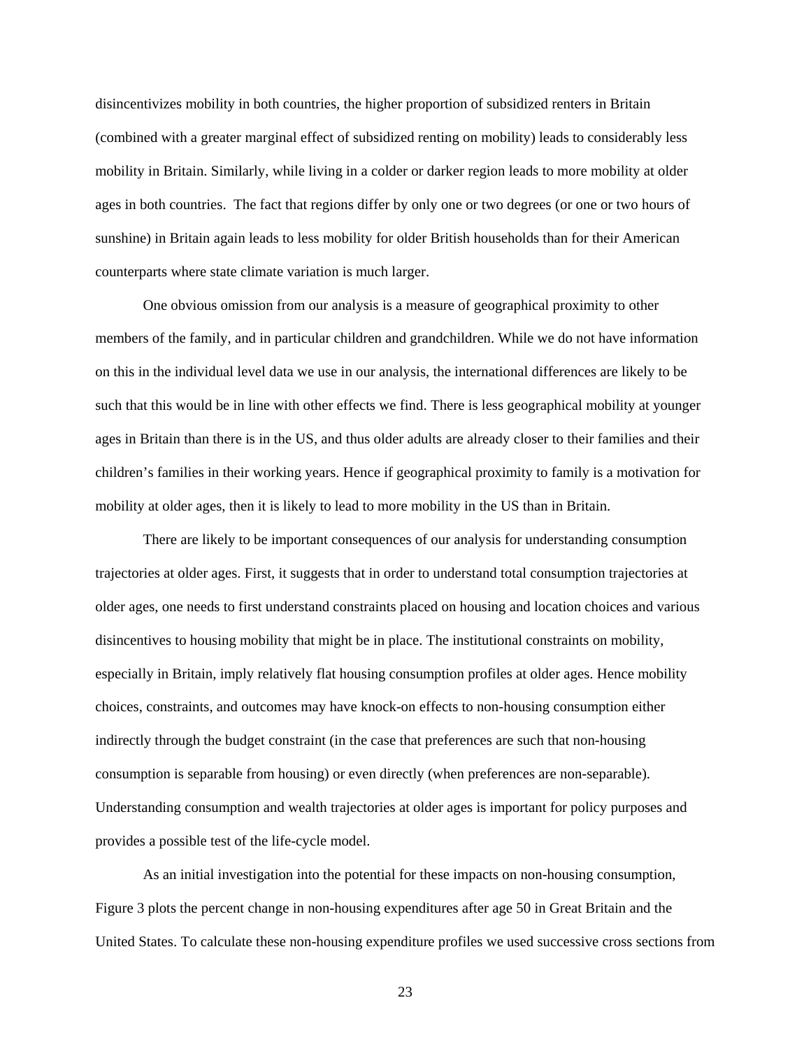disincentivizes mobility in both countries, the higher proportion of subsidized renters in Britain (combined with a greater marginal effect of subsidized renting on mobility) leads to considerably less mobility in Britain. Similarly, while living in a colder or darker region leads to more mobility at older ages in both countries. The fact that regions differ by only one or two degrees (or one or two hours of sunshine) in Britain again leads to less mobility for older British households than for their American counterparts where state climate variation is much larger.

One obvious omission from our analysis is a measure of geographical proximity to other members of the family, and in particular children and grandchildren. While we do not have information on this in the individual level data we use in our analysis, the international differences are likely to be such that this would be in line with other effects we find. There is less geographical mobility at younger ages in Britain than there is in the US, and thus older adults are already closer to their families and their children's families in their working years. Hence if geographical proximity to family is a motivation for mobility at older ages, then it is likely to lead to more mobility in the US than in Britain.

There are likely to be important consequences of our analysis for understanding consumption trajectories at older ages. First, it suggests that in order to understand total consumption trajectories at older ages, one needs to first understand constraints placed on housing and location choices and various disincentives to housing mobility that might be in place. The institutional constraints on mobility, especially in Britain, imply relatively flat housing consumption profiles at older ages. Hence mobility choices, constraints, and outcomes may have knock-on effects to non-housing consumption either indirectly through the budget constraint (in the case that preferences are such that non-housing consumption is separable from housing) or even directly (when preferences are non-separable). Understanding consumption and wealth trajectories at older ages is important for policy purposes and provides a possible test of the life-cycle model.

As an initial investigation into the potential for these impacts on non-housing consumption, Figure 3 plots the percent change in non-housing expenditures after age 50 in Great Britain and the United States. To calculate these non-housing expenditure profiles we used successive cross sections from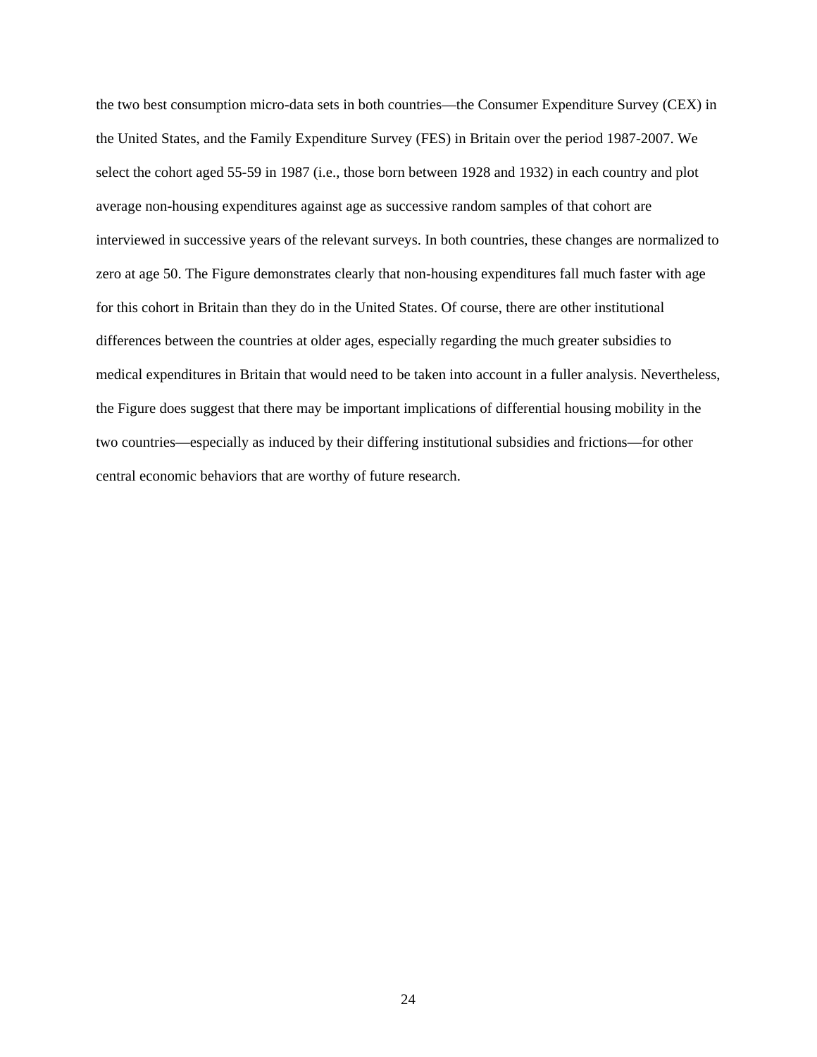the two best consumption micro-data sets in both countries—the Consumer Expenditure Survey (CEX) in the United States, and the Family Expenditure Survey (FES) in Britain over the period 1987-2007. We select the cohort aged 55-59 in 1987 (i.e., those born between 1928 and 1932) in each country and plot average non-housing expenditures against age as successive random samples of that cohort are interviewed in successive years of the relevant surveys. In both countries, these changes are normalized to zero at age 50. The Figure demonstrates clearly that non-housing expenditures fall much faster with age for this cohort in Britain than they do in the United States. Of course, there are other institutional differences between the countries at older ages, especially regarding the much greater subsidies to medical expenditures in Britain that would need to be taken into account in a fuller analysis. Nevertheless, the Figure does suggest that there may be important implications of differential housing mobility in the two countries—especially as induced by their differing institutional subsidies and frictions—for other central economic behaviors that are worthy of future research.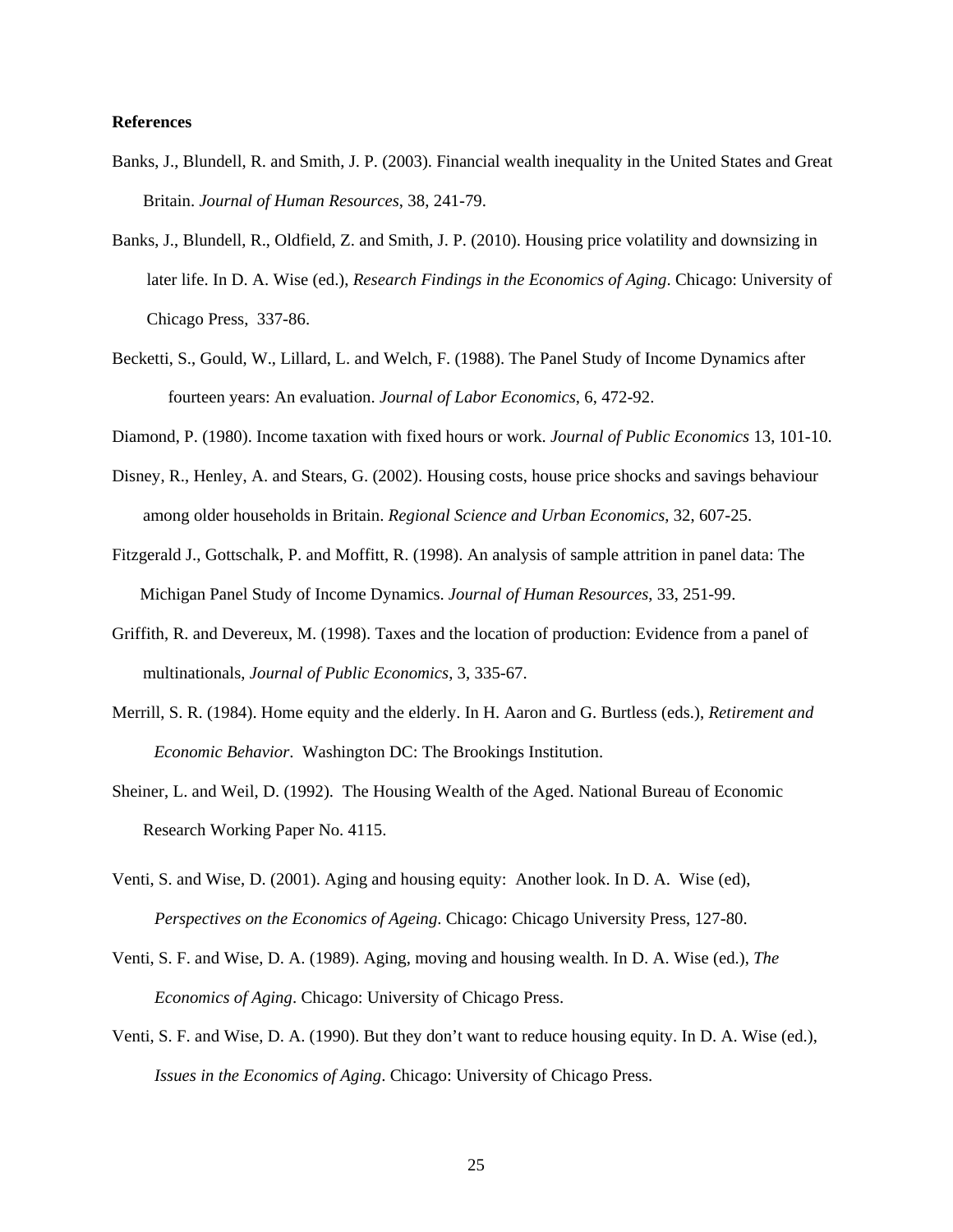**References**

Banks, J., Blundell, R. and Smith, J. P. (2003). Financial wealth inequality in the United States and Great Britain. *Journal of Human Resources*, 38, 241-79.

Banks, J., Blundell, R., Oldfield, Z. and Smith, J. P. (2010). Housing price volatility and downsizing in later life. In D. A. Wise (ed.), *Research Findings in the Economics of Aging*. Chicago: University of Chicago Press, 337-86.

Becketti, S., Gould, W., Lillard, L. and Welch, F. (1988). The Panel Study of Income Dynamics after fourteen years: An evaluation. *Journal of Labor Economics*, 6, 472-92.

Diamond, P. (1980). Income taxation with fixed hours or work. *Journal of Public Economics* 13, 101-10.

Disney, R., Henley, A. and Stears, G. (2002). Housing costs, house price shocks and savings behaviour among older households in Britain. *Regional Science and Urban Economics*, 32, 607-25.

Fitzgerald J., Gottschalk, P. and Moffitt, R. (1998). An analysis of sample attrition in panel data: The Michigan Panel Study of Income Dynamics. *Journal of Human Resources*, 33, 251-99.

Griffith, R. and Devereux, M. (1998). Taxes and the location of production: Evidence from a panel of multinationals, *Journal of Public Economics*, 3, 335-67.

Merrill, S. R. (1984). Home equity and the elderly. In H. Aaron and G. Burtless (eds.), *Retirement and Economic Behavior*. Washington DC: The Brookings Institution.

Sheiner, L. and Weil, D. (1992). The Housing Wealth of the Aged. National Bureau of Economic Research Working Paper No. 4115.

Venti, S. and Wise, D. (2001). Aging and housing equity: Another look. In D. A. Wise (ed), *Perspectives on the Economics of Ageing*. Chicago: Chicago University Press, 127-80.

Venti, S. F. and Wise, D. A. (1989). Aging, moving and housing wealth. In D. A. Wise (ed.), *The Economics of Aging*. Chicago: University of Chicago Press.

Venti, S. F. and Wise, D. A. (1990). But they don't want to reduce housing equity. In D. A. Wise (ed.), *Issues in the Economics of Aging*. Chicago: University of Chicago Press.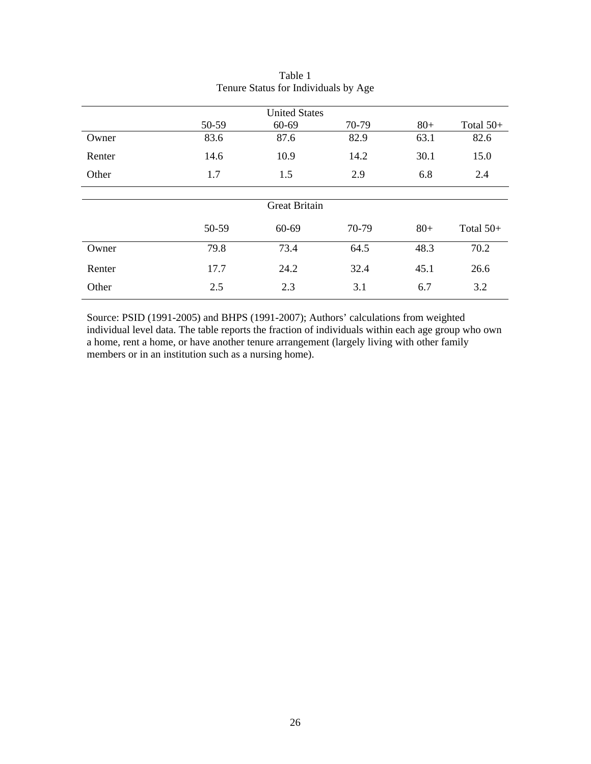Table 1
Tenure Status for Individuals by Age

| United States | | | | | |
|---|---|---|---|---|---|
| | 50-59 | 60-69 | 70-79 | 80+ | Total 50+ |
| Owner | 83.6 | 87.6 | 82.9 | 63.1 | 82.6 |
| Renter | 14.6 | 10.9 | 14.2 | 30.1 | 15.0 |
| Other | 1.7 | 1.5 | 2.9 | 6.8 | 2.4 |

| Great Britain | | | | | |
|---|---|---|---|---|---|
| | 50-59 | 60-69 | 70-79 | 80+ | Total 50+ |
| Owner | 79.8 | 73.4 | 64.5 | 48.3 | 70.2 |
| Renter | 17.7 | 24.2 | 32.4 | 45.1 | 26.6 |
| Other | 2.5 | 2.3 | 3.1 | 6.7 | 3.2 |

Source: PSID (1991-2005) and BHPS (1991-2007); Authors' calculations from weighted individual level data. The table reports the fraction of individuals within each age group who own a home, rent a home, or have another tenure arrangement (largely living with other family members or in an institution such as a nursing home).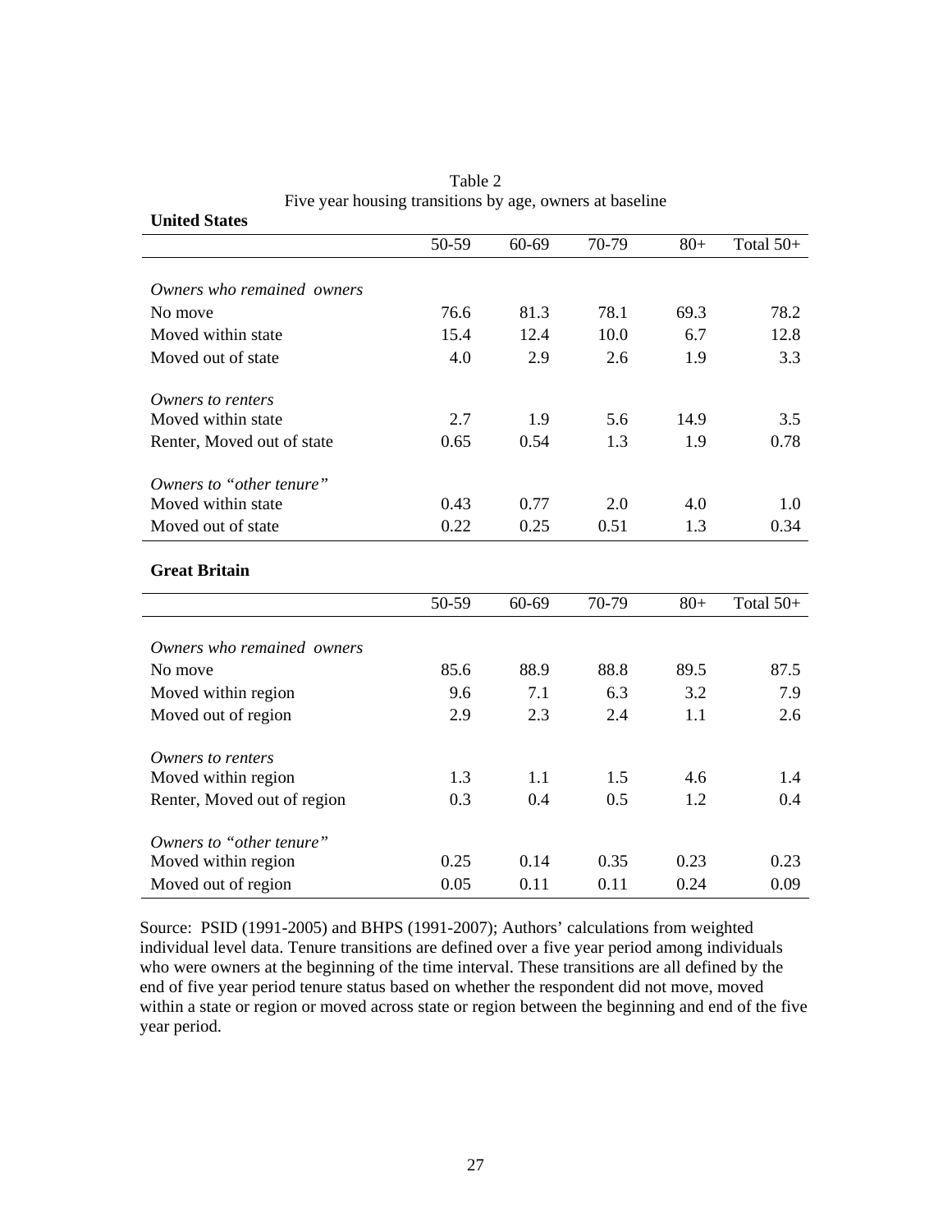Table 2
Five year housing transitions by age, owners at baseline

**United States**

| | 50-59 | 60-69 | 70-79 | 80+ | Total 50+ |
|---|---|---|---|---|---|
| *Owners who remained owners* | | | | | |
| No move | 76.6 | 81.3 | 78.1 | 69.3 | 78.2 |
| Moved within state | 15.4 | 12.4 | 10.0 | 6.7 | 12.8 |
| Moved out of state | 4.0 | 2.9 | 2.6 | 1.9 | 3.3 |
| *Owners to renters* | | | | | |
| Moved within state | 2.7 | 1.9 | 5.6 | 14.9 | 3.5 |
| Renter, Moved out of state | 0.65 | 0.54 | 1.3 | 1.9 | 0.78 |
| *Owners to "other tenure"* | | | | | |
| Moved within state | 0.43 | 0.77 | 2.0 | 4.0 | 1.0 |
| Moved out of state | 0.22 | 0.25 | 0.51 | 1.3 | 0.34 |

**Great Britain**

| | 50-59 | 60-69 | 70-79 | 80+ | Total 50+ |
|---|---|---|---|---|---|
| *Owners who remained owners* | | | | | |
| No move | 85.6 | 88.9 | 88.8 | 89.5 | 87.5 |
| Moved within region | 9.6 | 7.1 | 6.3 | 3.2 | 7.9 |
| Moved out of region | 2.9 | 2.3 | 2.4 | 1.1 | 2.6 |
| *Owners to renters* | | | | | |
| Moved within region | 1.3 | 1.1 | 1.5 | 4.6 | 1.4 |
| Renter, Moved out of region | 0.3 | 0.4 | 0.5 | 1.2 | 0.4 |
| *Owners to "other tenure"* | | | | | |
| Moved within region | 0.25 | 0.14 | 0.35 | 0.23 | 0.23 |
| Moved out of region | 0.05 | 0.11 | 0.11 | 0.24 | 0.09 |

Source: PSID (1991-2005) and BHPS (1991-2007); Authors' calculations from weighted individual level data. Tenure transitions are defined over a five year period among individuals who were owners at the beginning of the time interval. These transitions are all defined by the end of five year period tenure status based on whether the respondent did not move, moved within a state or region or moved across state or region between the beginning and end of the five year period.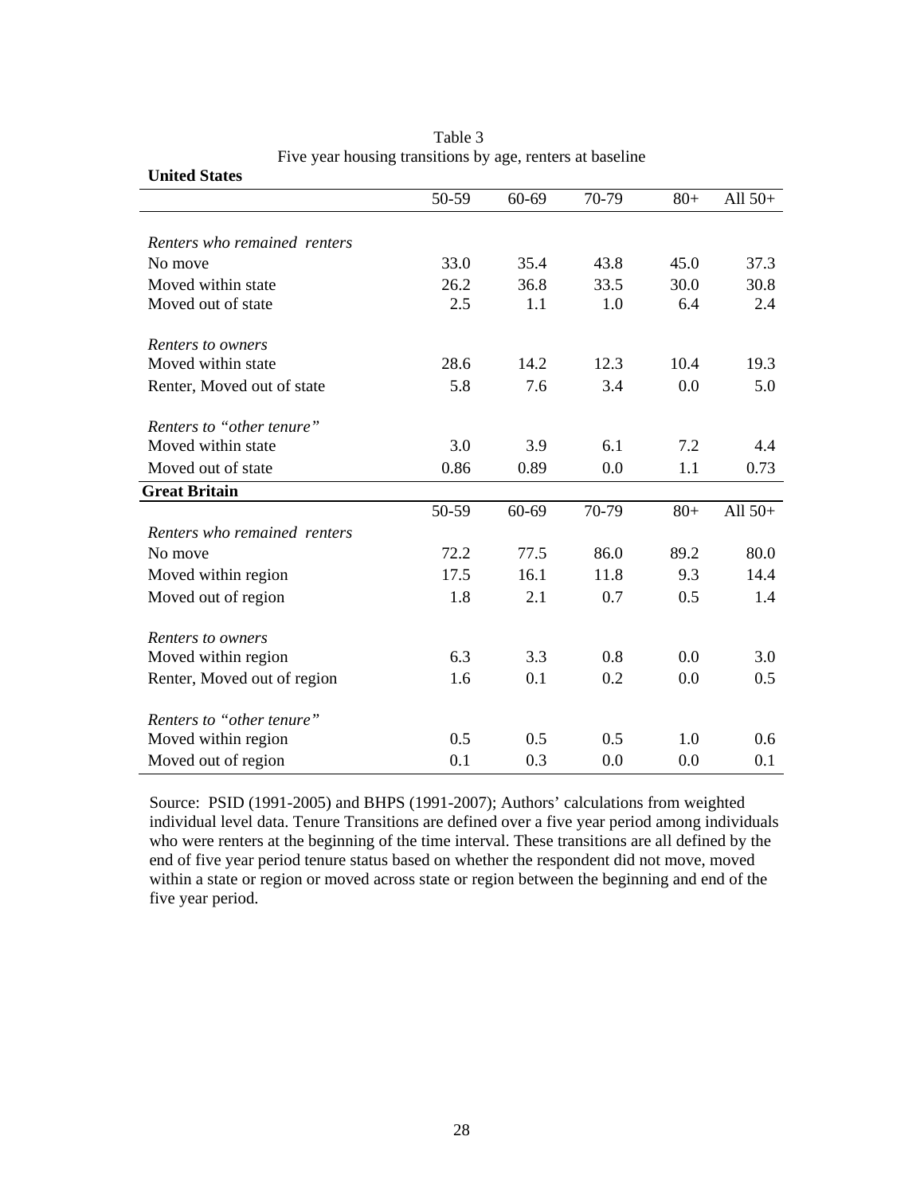Table 3

Five year housing transitions by age, renters at baseline

**United States**

| | 50-59 | 60-69 | 70-79 | 80+ | All 50+ |
|---|---|---|---|---|---|
| *Renters who remained renters* | | | | | |
| No move | 33.0 | 35.4 | 43.8 | 45.0 | 37.3 |
| Moved within state | 26.2 | 36.8 | 33.5 | 30.0 | 30.8 |
| Moved out of state | 2.5 | 1.1 | 1.0 | 6.4 | 2.4 |
| *Renters to owners* | | | | | |
| Moved within state | 28.6 | 14.2 | 12.3 | 10.4 | 19.3 |
| Renter, Moved out of state | 5.8 | 7.6 | 3.4 | 0.0 | 5.0 |
| *Renters to "other tenure"* | | | | | |
| Moved within state | 3.0 | 3.9 | 6.1 | 7.2 | 4.4 |
| Moved out of state | 0.86 | 0.89 | 0.0 | 1.1 | 0.73 |

**Great Britain**

| | 50-59 | 60-69 | 70-79 | 80+ | All 50+ |
|---|---|---|---|---|---|
| *Renters who remained renters* | | | | | |
| No move | 72.2 | 77.5 | 86.0 | 89.2 | 80.0 |
| Moved within region | 17.5 | 16.1 | 11.8 | 9.3 | 14.4 |
| Moved out of region | 1.8 | 2.1 | 0.7 | 0.5 | 1.4 |
| *Renters to owners* | | | | | |
| Moved within region | 6.3 | 3.3 | 0.8 | 0.0 | 3.0 |
| Renter, Moved out of region | 1.6 | 0.1 | 0.2 | 0.0 | 0.5 |
| *Renters to "other tenure"* | | | | | |
| Moved within region | 0.5 | 0.5 | 0.5 | 1.0 | 0.6 |
| Moved out of region | 0.1 | 0.3 | 0.0 | 0.0 | 0.1 |

Source: PSID (1991-2005) and BHPS (1991-2007); Authors' calculations from weighted individual level data. Tenure Transitions are defined over a five year period among individuals who were renters at the beginning of the time interval. These transitions are all defined by the end of five year period tenure status based on whether the respondent did not move, moved within a state or region or moved across state or region between the beginning and end of the five year period.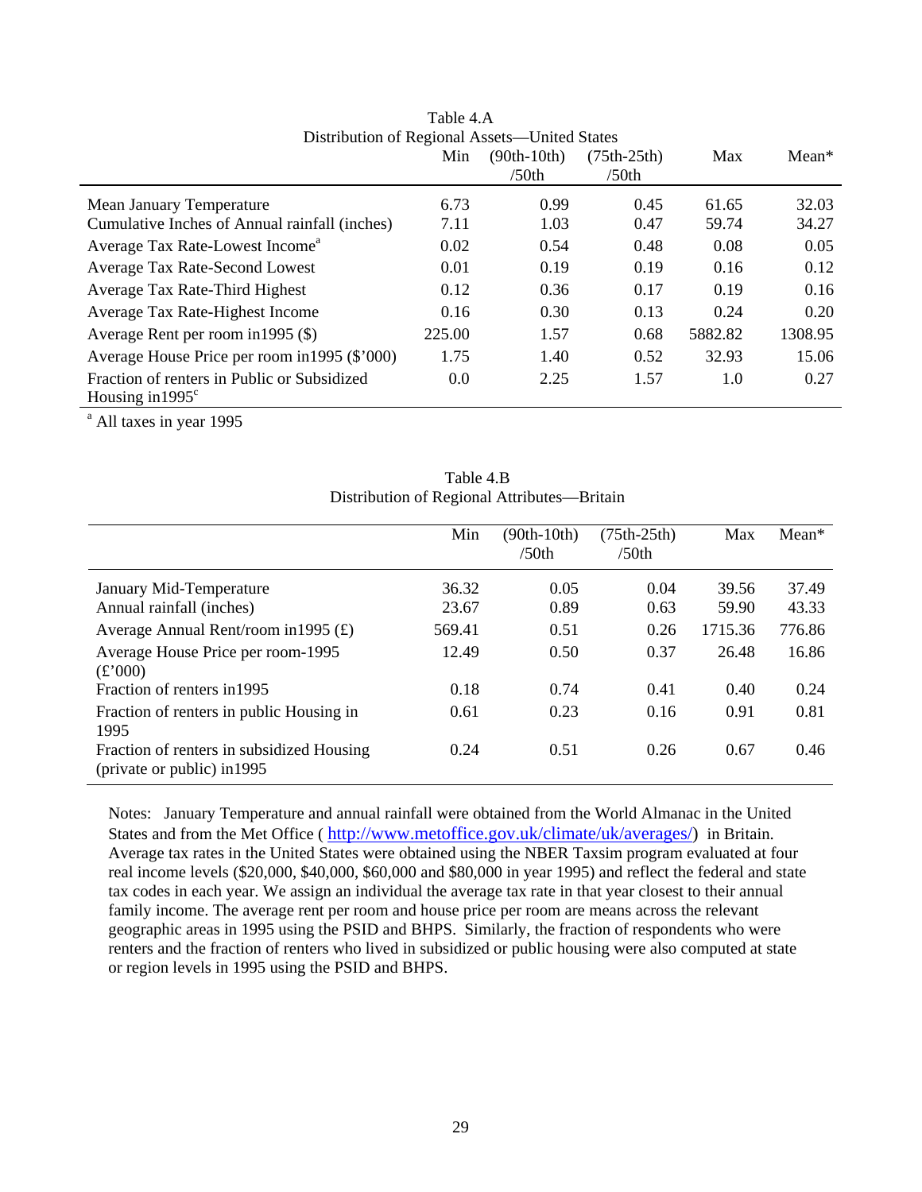Table 4.A
Distribution of Regional Assets—United States

| | Min | (90th-10th) /50th | (75th-25th) /50th | Max | Mean* |
|---|---|---|---|---|---|
| Mean January Temperature | 6.73 | 0.99 | 0.45 | 61.65 | 32.03 |
| Cumulative Inches of Annual rainfall (inches) | 7.11 | 1.03 | 0.47 | 59.74 | 34.27 |
| Average Tax Rate-Lowest Income[a] | 0.02 | 0.54 | 0.48 | 0.08 | 0.05 |
| Average Tax Rate-Second Lowest | 0.01 | 0.19 | 0.19 | 0.16 | 0.12 |
| Average Tax Rate-Third Highest | 0.12 | 0.36 | 0.17 | 0.19 | 0.16 |
| Average Tax Rate-Highest Income | 0.16 | 0.30 | 0.13 | 0.24 | 0.20 |
| Average Rent per room in1995 ($) | 225.00 | 1.57 | 0.68 | 5882.82 | 1308.95 |
| Average House Price per room in1995 ($'000) | 1.75 | 1.40 | 0.52 | 32.93 | 15.06 |
| Fraction of renters in Public or Subsidized Housing in1995[c] | 0.0 | 2.25 | 1.57 | 1.0 | 0.27 |

[a] All taxes in year 1995

Table 4.B
Distribution of Regional Attributes—Britain

| | Min | (90th-10th) /50th | (75th-25th) /50th | Max | Mean* |
|---|---|---|---|---|---|
| January Mid-Temperature | 36.32 | 0.05 | 0.04 | 39.56 | 37.49 |
| Annual rainfall (inches) | 23.67 | 0.89 | 0.63 | 59.90 | 43.33 |
| Average Annual Rent/room in1995 (£) | 569.41 | 0.51 | 0.26 | 1715.36 | 776.86 |
| Average House Price per room-1995 (£'000) | 12.49 | 0.50 | 0.37 | 26.48 | 16.86 |
| Fraction of renters in1995 | 0.18 | 0.74 | 0.41 | 0.40 | 0.24 |
| Fraction of renters in public Housing in 1995 | 0.61 | 0.23 | 0.16 | 0.91 | 0.81 |
| Fraction of renters in subsidized Housing (private or public) in1995 | 0.24 | 0.51 | 0.26 | 0.67 | 0.46 |

Notes: January Temperature and annual rainfall were obtained from the World Almanac in the United States and from the Met Office ( http://www.metoffice.gov.uk/climate/uk/averages/) in Britain. Average tax rates in the United States were obtained using the NBER Taxsim program evaluated at four real income levels ($20,000, $40,000, $60,000 and $80,000 in year 1995) and reflect the federal and state tax codes in each year. We assign an individual the average tax rate in that year closest to their annual family income. The average rent per room and house price per room are means across the relevant geographic areas in 1995 using the PSID and BHPS. Similarly, the fraction of respondents who were renters and the fraction of renters who lived in subsidized or public housing were also computed at state or region levels in 1995 using the PSID and BHPS.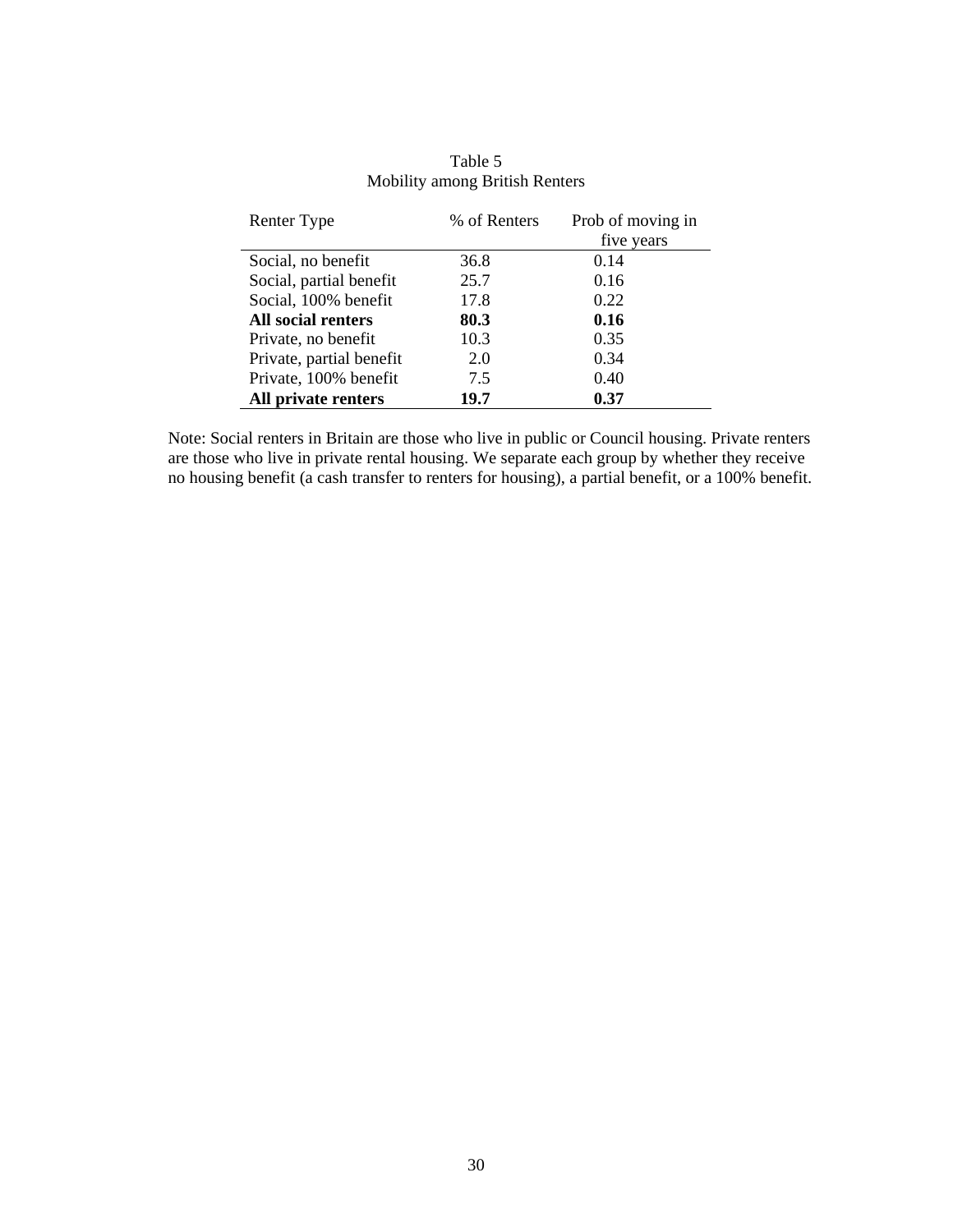Table 5
Mobility among British Renters

| Renter Type | % of Renters | Prob of moving in five years |
|---|---|---|
| Social, no benefit | 36.8 | 0.14 |
| Social, partial benefit | 25.7 | 0.16 |
| Social, 100% benefit | 17.8 | 0.22 |
| **All social renters** | **80.3** | **0.16** |
| Private, no benefit | 10.3 | 0.35 |
| Private, partial benefit | 2.0 | 0.34 |
| Private, 100% benefit | 7.5 | 0.40 |
| **All private renters** | **19.7** | **0.37** |

Note: Social renters in Britain are those who live in public or Council housing. Private renters are those who live in private rental housing. We separate each group by whether they receive no housing benefit (a cash transfer to renters for housing), a partial benefit, or a 100% benefit.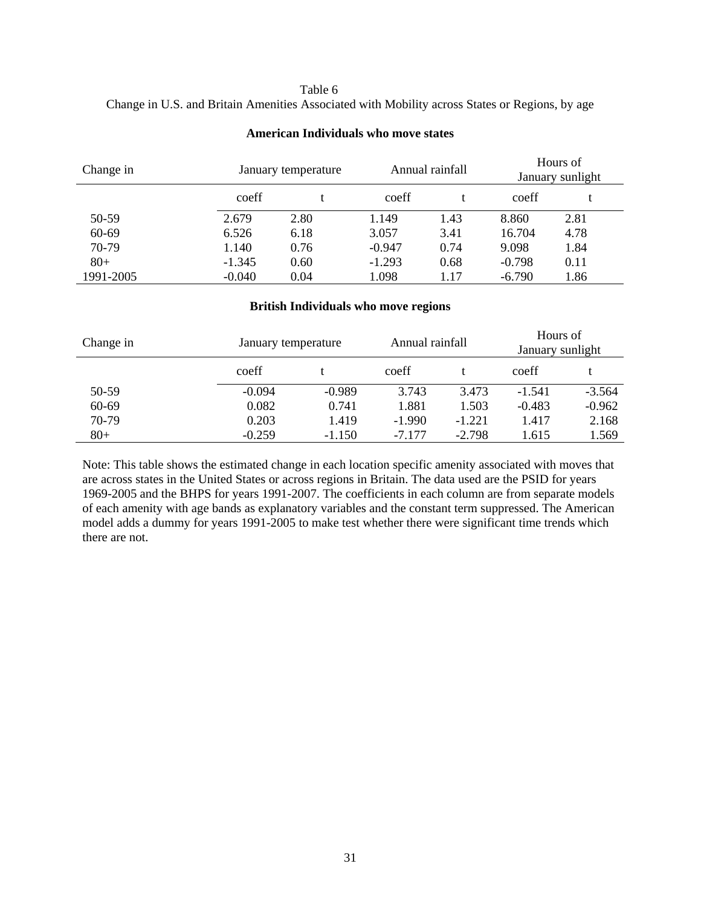Table 6
Change in U.S. and Britain Amenities Associated with Mobility across States or Regions, by age

**American Individuals who move states**

| Change in | January temperature | | Annual rainfall | | Hours of January sunlight | |
|---|---|---|---|---|---|---|
| | coeff | t | coeff | t | coeff | t |
| 50-59 | 2.679 | 2.80 | 1.149 | 1.43 | 8.860 | 2.81 |
| 60-69 | 6.526 | 6.18 | 3.057 | 3.41 | 16.704 | 4.78 |
| 70-79 | 1.140 | 0.76 | -0.947 | 0.74 | 9.098 | 1.84 |
| 80+ | -1.345 | 0.60 | -1.293 | 0.68 | -0.798 | 0.11 |
| 1991-2005 | -0.040 | 0.04 | 1.098 | 1.17 | -6.790 | 1.86 |

**British Individuals who move regions**

| Change in | January temperature | | Annual rainfall | | Hours of January sunlight | |
|---|---|---|---|---|---|---|
| | coeff | t | coeff | t | coeff | t |
| 50-59 | -0.094 | -0.989 | 3.743 | 3.473 | -1.541 | -3.564 |
| 60-69 | 0.082 | 0.741 | 1.881 | 1.503 | -0.483 | -0.962 |
| 70-79 | 0.203 | 1.419 | -1.990 | -1.221 | 1.417 | 2.168 |
| 80+ | -0.259 | -1.150 | -7.177 | -2.798 | 1.615 | 1.569 |

Note: This table shows the estimated change in each location specific amenity associated with moves that are across states in the United States or across regions in Britain. The data used are the PSID for years 1969-2005 and the BHPS for years 1991-2007. The coefficients in each column are from separate models of each amenity with age bands as explanatory variables and the constant term suppressed. The American model adds a dummy for years 1991-2005 to make test whether there were significant time trends which there are not.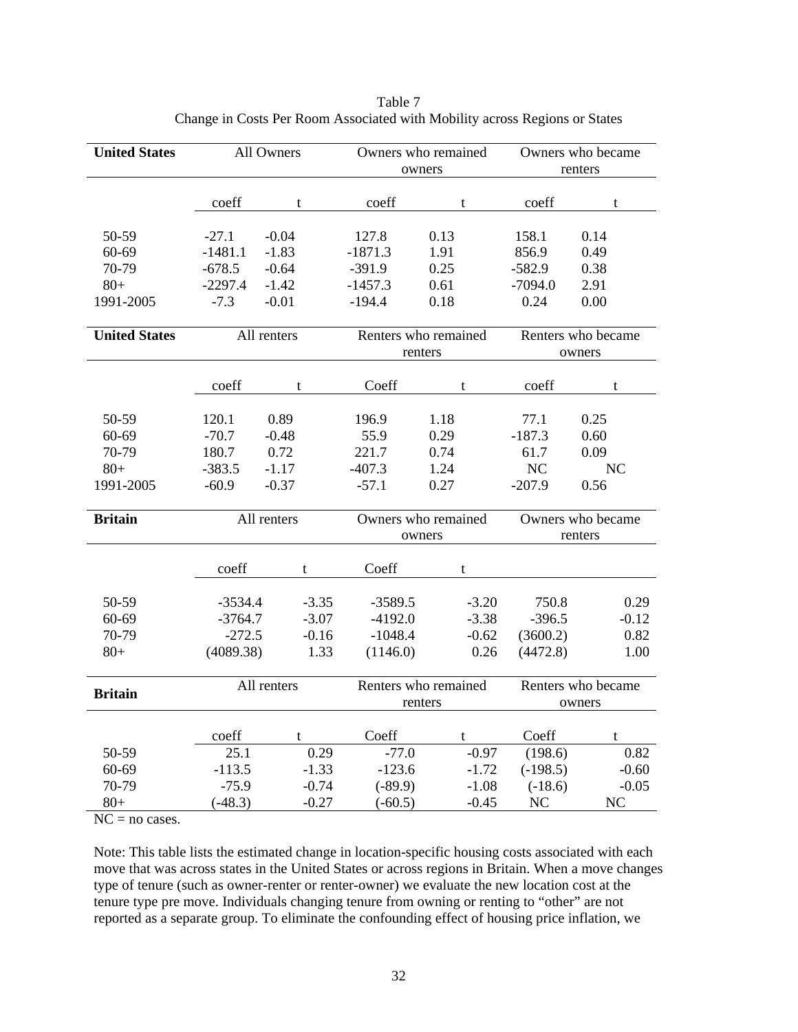Table 7
Change in Costs Per Room Associated with Mobility across Regions or States

| **United States** | All Owners | | Owners who remained owners | | Owners who became renters | |
|---|---|---|---|---|---|---|
| | coeff | t | coeff | t | coeff | t |
| 50-59 | -27.1 | -0.04 | 127.8 | 0.13 | 158.1 | 0.14 |
| 60-69 | -1481.1 | -1.83 | -1871.3 | 1.91 | 856.9 | 0.49 |
| 70-79 | -678.5 | -0.64 | -391.9 | 0.25 | -582.9 | 0.38 |
| 80+ | -2297.4 | -1.42 | -1457.3 | 0.61 | -7094.0 | 2.91 |
| 1991-2005 | -7.3 | -0.01 | -194.4 | 0.18 | 0.24 | 0.00 |

| **United States** | All renters | | Renters who remained renters | | Renters who became owners | |
|---|---|---|---|---|---|---|
| | coeff | t | Coeff | t | coeff | t |
| 50-59 | 120.1 | 0.89 | 196.9 | 1.18 | 77.1 | 0.25 |
| 60-69 | -70.7 | -0.48 | 55.9 | 0.29 | -187.3 | 0.60 |
| 70-79 | 180.7 | 0.72 | 221.7 | 0.74 | 61.7 | 0.09 |
| 80+ | -383.5 | -1.17 | -407.3 | 1.24 | NC | NC |
| 1991-2005 | -60.9 | -0.37 | -57.1 | 0.27 | -207.9 | 0.56 |

| **Britain** | All renters | | Owners who remained owners | | Owners who became renters | |
|---|---|---|---|---|---|---|
| | coeff | t | Coeff | t | | |
| 50-59 | -3534.4 | -3.35 | -3589.5 | -3.20 | 750.8 | 0.29 |
| 60-69 | -3764.7 | -3.07 | -4192.0 | -3.38 | -396.5 | -0.12 |
| 70-79 | -272.5 | -0.16 | -1048.4 | -0.62 | (3600.2) | 0.82 |
| 80+ | (4089.38) | 1.33 | (1146.0) | 0.26 | (4472.8) | 1.00 |

| **Britain** | All renters | | Renters who remained renters | | Renters who became owners | |
|---|---|---|---|---|---|---|
| | coeff | t | Coeff | t | Coeff | t |
| 50-59 | 25.1 | 0.29 | -77.0 | -0.97 | (198.6) | 0.82 |
| 60-69 | -113.5 | -1.33 | -123.6 | -1.72 | (-198.5) | -0.60 |
| 70-79 | -75.9 | -0.74 | (-89.9) | -1.08 | (-18.6) | -0.05 |
| 80+ | (-48.3) | -0.27 | (-60.5) | -0.45 | NC | NC |

NC = no cases.

Note: This table lists the estimated change in location-specific housing costs associated with each move that was across states in the United States or across regions in Britain. When a move changes type of tenure (such as owner-renter or renter-owner) we evaluate the new location cost at the tenure type pre move. Individuals changing tenure from owning or renting to "other" are not reported as a separate group. To eliminate the confounding effect of housing price inflation, we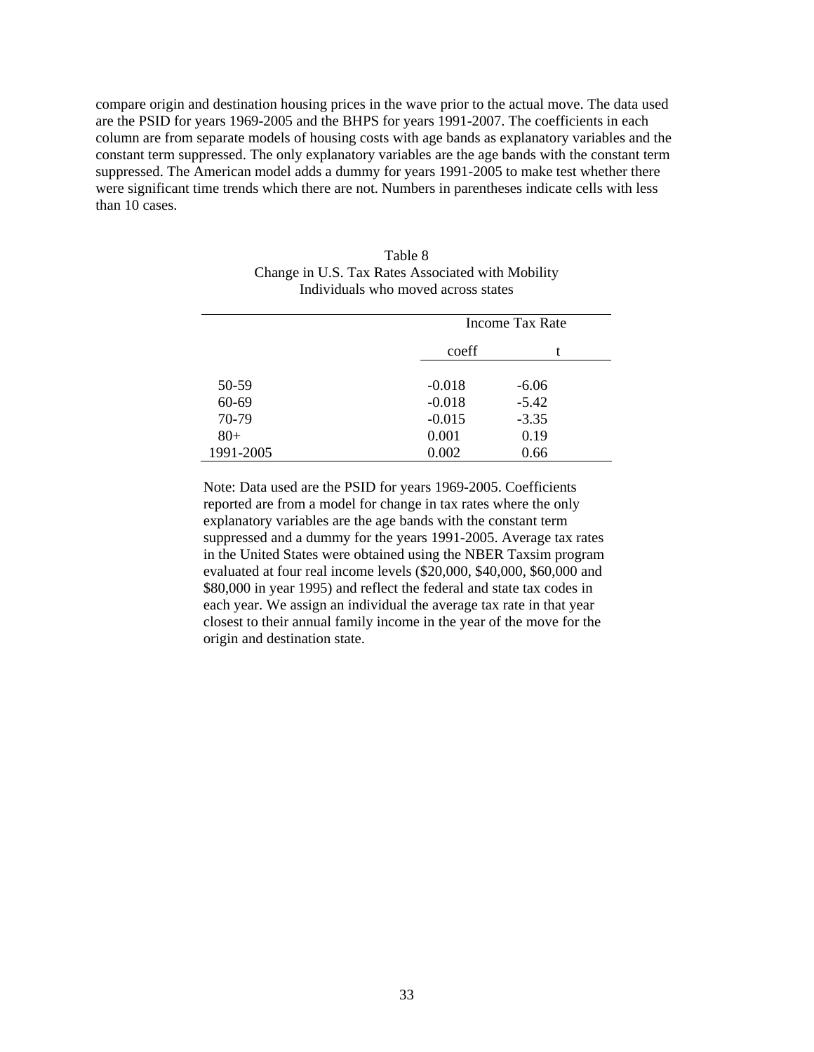compare origin and destination housing prices in the wave prior to the actual move. The data used are the PSID for years 1969-2005 and the BHPS for years 1991-2007. The coefficients in each column are from separate models of housing costs with age bands as explanatory variables and the constant term suppressed. The only explanatory variables are the age bands with the constant term suppressed. The American model adds a dummy for years 1991-2005 to make test whether there were significant time trends which there are not. Numbers in parentheses indicate cells with less than 10 cases.

Table 8
Change in U.S. Tax Rates Associated with Mobility
Individuals who moved across states

| | Income Tax Rate | |
|---|---|---|
| | coeff | t |
| 50-59 | -0.018 | -6.06 |
| 60-69 | -0.018 | -5.42 |
| 70-79 | -0.015 | -3.35 |
| 80+ | 0.001 | 0.19 |
| 1991-2005 | 0.002 | 0.66 |

Note: Data used are the PSID for years 1969-2005. Coefficients reported are from a model for change in tax rates where the only explanatory variables are the age bands with the constant term suppressed and a dummy for the years 1991-2005. Average tax rates in the United States were obtained using the NBER Taxsim program evaluated at four real income levels ($20,000, $40,000, $60,000 and $80,000 in year 1995) and reflect the federal and state tax codes in each year. We assign an individual the average tax rate in that year closest to their annual family income in the year of the move for the origin and destination state.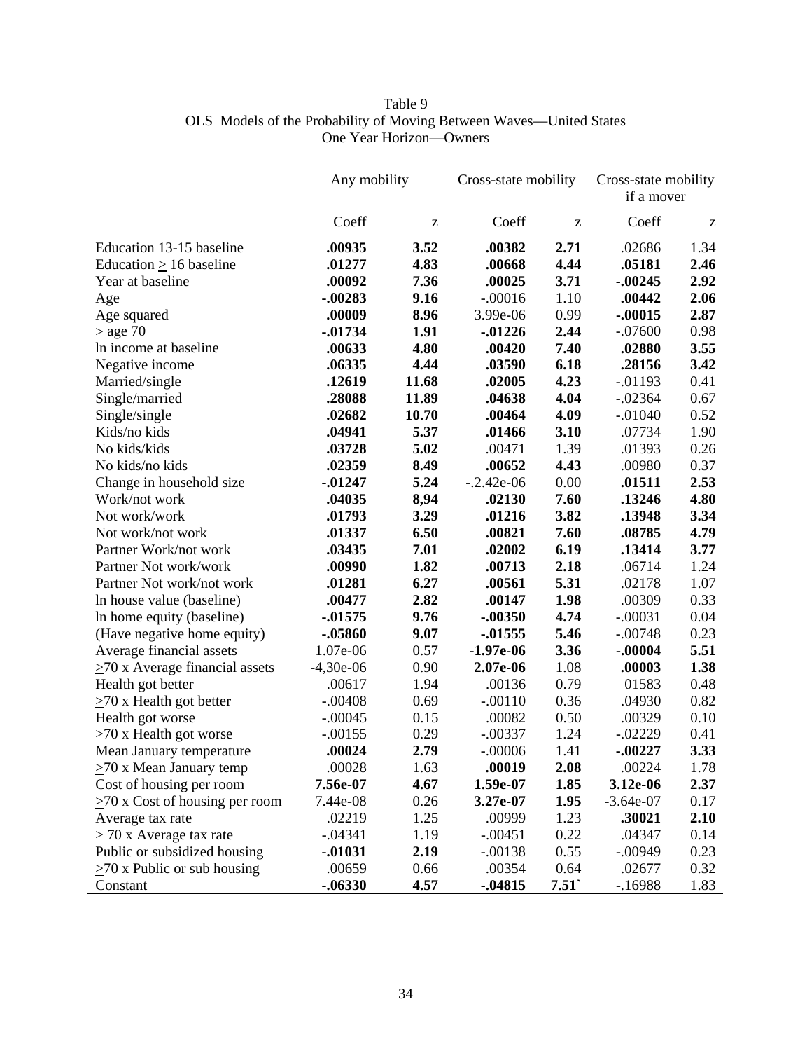Table 9
OLS Models of the Probability of Moving Between Waves—United States
One Year Horizon—Owners

| | Any mobility | | Cross-state mobility | | Cross-state mobility if a mover | |
|---|---|---|---|---|---|---|
| | Coeff | z | Coeff | z | Coeff | z |
| Education 13-15 baseline | **.00935** | **3.52** | **.00382** | **2.71** | .02686 | 1.34 |
| Education $\geq$ 16 baseline | **.01277** | **4.83** | **.00668** | **4.44** | **.05181** | **2.46** |
| Year at baseline | **.00092** | **7.36** | **.00025** | **3.71** | **-.00245** | **2.92** |
| Age | **-.00283** | **9.16** | -.00016 | 1.10 | **.00442** | **2.06** |
| Age squared | **.00009** | **8.96** | 3.99e-06 | 0.99 | **-.00015** | **2.87** |
| $\geq$ age 70 | **-.01734** | **1.91** | **-.01226** | **2.44** | -.07600 | 0.98 |
| ln income at baseline | **.00633** | **4.80** | **.00420** | **7.40** | **.02880** | **3.55** |
| Negative income | **.06335** | **4.44** | **.03590** | **6.18** | **.28156** | **3.42** |
| Married/single | **.12619** | **11.68** | **.02005** | **4.23** | -.01193 | 0.41 |
| Single/married | **.28088** | **11.89** | **.04638** | **4.04** | -.02364 | 0.67 |
| Single/single | **.02682** | **10.70** | **.00464** | **4.09** | -.01040 | 0.52 |
| Kids/no kids | **.04941** | **5.37** | **.01466** | **3.10** | .07734 | 1.90 |
| No kids/kids | **.03728** | **5.02** | .00471 | 1.39 | .01393 | 0.26 |
| No kids/no kids | **.02359** | **8.49** | **.00652** | **4.43** | .00980 | 0.37 |
| Change in household size | **-.01247** | **5.24** | -.2.42e-06 | 0.00 | **.01511** | **2.53** |
| Work/not work | **.04035** | **8,94** | **.02130** | **7.60** | **.13246** | **4.80** |
| Not work/work | **.01793** | **3.29** | **.01216** | **3.82** | **.13948** | **3.34** |
| Not work/not work | **.01337** | **6.50** | **.00821** | **7.60** | **.08785** | **4.79** |
| Partner Work/not work | **.03435** | **7.01** | **.02002** | **6.19** | **.13414** | **3.77** |
| Partner Not work/work | **.00990** | **1.82** | **.00713** | **2.18** | .06714 | 1.24 |
| Partner Not work/not work | **.01281** | **6.27** | **.00561** | **5.31** | .02178 | 1.07 |
| ln house value (baseline) | **.00477** | **2.82** | **.00147** | **1.98** | .00309 | 0.33 |
| ln home equity (baseline) | **-.01575** | **9.76** | **-.00350** | **4.74** | -.00031 | 0.04 |
| (Have negative home equity) | **-.05860** | **9.07** | **-.01555** | **5.46** | -.00748 | 0.23 |
| Average financial assets | 1.07e-06 | 0.57 | **-1.97e-06** | **3.36** | **-.00004** | **5.51** |
| $\geq$70 x Average financial assets | -4,30e-06 | 0.90 | **2.07e-06** | 1.08 | **.00003** | **1.38** |
| Health got better | .00617 | 1.94 | .00136 | 0.79 | 01583 | 0.48 |
| $\geq$70 x Health got better | -.00408 | 0.69 | -.00110 | 0.36 | .04930 | 0.82 |
| Health got worse | -.00045 | 0.15 | .00082 | 0.50 | .00329 | 0.10 |
| $\geq$70 x Health got worse | -.00155 | 0.29 | -.00337 | 1.24 | -.02229 | 0.41 |
| Mean January temperature | **.00024** | **2.79** | -.00006 | 1.41 | **-.00227** | **3.33** |
| $\geq$70 x Mean January temp | .00028 | 1.63 | **.00019** | **2.08** | .00224 | 1.78 |
| Cost of housing per room | **7.56e-07** | **4.67** | **1.59e-07** | **1.85** | **3.12e-06** | **2.37** |
| $\geq$70 x Cost of housing per room | 7.44e-08 | 0.26 | **3.27e-07** | **1.95** | -3.64e-07 | 0.17 |
| Average tax rate | .02219 | 1.25 | .00999 | 1.23 | **.30021** | **2.10** |
| $\geq$ 70 x Average tax rate | -.04341 | 1.19 | -.00451 | 0.22 | .04347 | 0.14 |
| Public or subsidized housing | **-.01031** | **2.19** | -.00138 | 0.55 | -.00949 | 0.23 |
| $\geq$70 x Public or sub housing | .00659 | 0.66 | .00354 | 0.64 | .02677 | 0.32 |
| Constant | **-.06330** | **4.57** | **-.04815** | **7.51`** | -.16988 | 1.83 |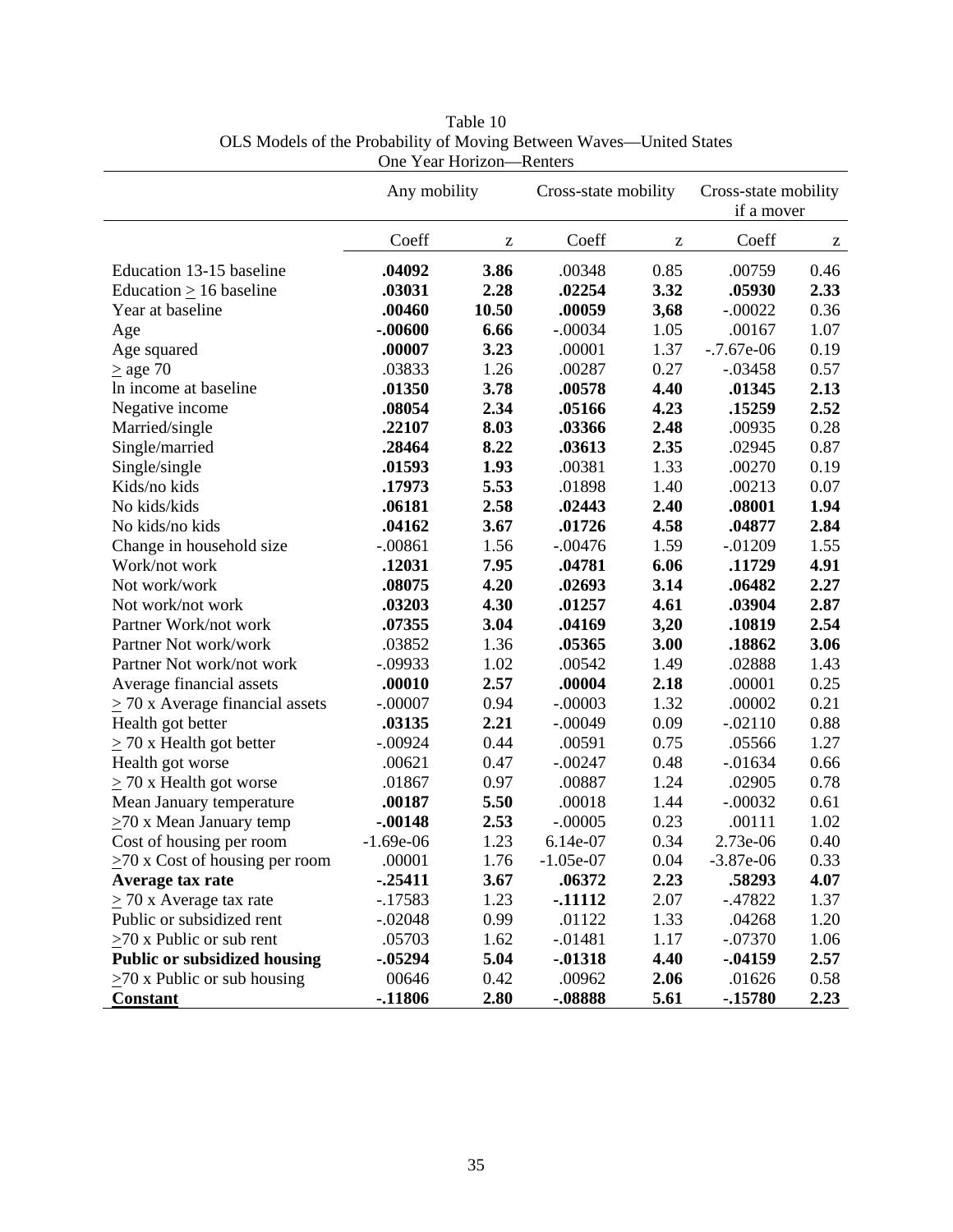Table 10
OLS Models of the Probability of Moving Between Waves—United States
One Year Horizon—Renters

| | Any mobility | | Cross-state mobility | | Cross-state mobility if a mover | |
|---|---|---|---|---|---|---|
| | Coeff | z | Coeff | z | Coeff | z |
| Education 13-15 baseline | **.04092** | **3.86** | .00348 | 0.85 | .00759 | 0.46 |
| Education ≥ 16 baseline | **.03031** | **2.28** | **.02254** | **3.32** | **.05930** | **2.33** |
| Year at baseline | **.00460** | **10.50** | **.00059** | **3,68** | -.00022 | 0.36 |
| Age | **-.00600** | **6.66** | -.00034 | 1.05 | .00167 | 1.07 |
| Age squared | **.00007** | **3.23** | .00001 | 1.37 | -.7.67e-06 | 0.19 |
| ≥ age 70 | .03833 | 1.26 | .00287 | 0.27 | -.03458 | 0.57 |
| ln income at baseline | **.01350** | **3.78** | **.00578** | **4.40** | **.01345** | **2.13** |
| Negative income | **.08054** | **2.34** | **.05166** | **4.23** | **.15259** | **2.52** |
| Married/single | **.22107** | **8.03** | **.03366** | **2.48** | .00935 | 0.28 |
| Single/married | **.28464** | **8.22** | **.03613** | **2.35** | .02945 | 0.87 |
| Single/single | **.01593** | **1.93** | .00381 | 1.33 | .00270 | 0.19 |
| Kids/no kids | **.17973** | **5.53** | .01898 | 1.40 | .00213 | 0.07 |
| No kids/kids | **.06181** | **2.58** | **.02443** | **2.40** | **.08001** | **1.94** |
| No kids/no kids | **.04162** | **3.67** | **.01726** | **4.58** | **.04877** | **2.84** |
| Change in household size | -.00861 | 1.56 | -.00476 | 1.59 | -.01209 | 1.55 |
| Work/not work | **.12031** | **7.95** | **.04781** | **6.06** | **.11729** | **4.91** |
| Not work/work | **.08075** | **4.20** | **.02693** | **3.14** | **.06482** | **2.27** |
| Not work/not work | **.03203** | **4.30** | **.01257** | **4.61** | **.03904** | **2.87** |
| Partner Work/not work | **.07355** | **3.04** | **.04169** | **3,20** | **.10819** | **2.54** |
| Partner Not work/work | .03852 | 1.36 | **.05365** | **3.00** | **.18862** | **3.06** |
| Partner Not work/not work | -.09933 | 1.02 | .00542 | 1.49 | .02888 | 1.43 |
| Average financial assets | **.00010** | **2.57** | **.00004** | **2.18** | .00001 | 0.25 |
| ≥ 70 x Average financial assets | -.00007 | 0.94 | -.00003 | 1.32 | .00002 | 0.21 |
| Health got better | **.03135** | **2.21** | -.00049 | 0.09 | -.02110 | 0.88 |
| ≥ 70 x Health got better | -.00924 | 0.44 | .00591 | 0.75 | .05566 | 1.27 |
| Health got worse | .00621 | 0.47 | -.00247 | 0.48 | -.01634 | 0.66 |
| ≥ 70 x Health got worse | .01867 | 0.97 | .00887 | 1.24 | .02905 | 0.78 |
| Mean January temperature | **.00187** | **5.50** | .00018 | 1.44 | -.00032 | 0.61 |
| ≥70 x Mean January temp | **-.00148** | **2.53** | -.00005 | 0.23 | .00111 | 1.02 |
| Cost of housing per room | -1.69e-06 | 1.23 | 6.14e-07 | 0.34 | 2.73e-06 | 0.40 |
| ≥70 x Cost of housing per room | .00001 | 1.76 | -1.05e-07 | 0.04 | -3.87e-06 | 0.33 |
| **Average tax rate** | **-.25411** | **3.67** | **.06372** | **2.23** | **.58293** | **4.07** |
| ≥ 70 x Average tax rate | -.17583 | 1.23 | **-.11112** | 2.07 | -.47822 | 1.37 |
| Public or subsidized rent | -.02048 | 0.99 | .01122 | 1.33 | .04268 | 1.20 |
| ≥70 x Public or sub rent | .05703 | 1.62 | -.01481 | 1.17 | -.07370 | 1.06 |
| **Public or subsidized housing** | **-.05294** | **5.04** | **-.01318** | **4.40** | **-.04159** | **2.57** |
| ≥70 x Public or sub housing | 00646 | 0.42 | .00962 | **2.06** | .01626 | 0.58 |
| **Constant** | **-.11806** | **2.80** | **-.08888** | **5.61** | **-.15780** | **2.23** |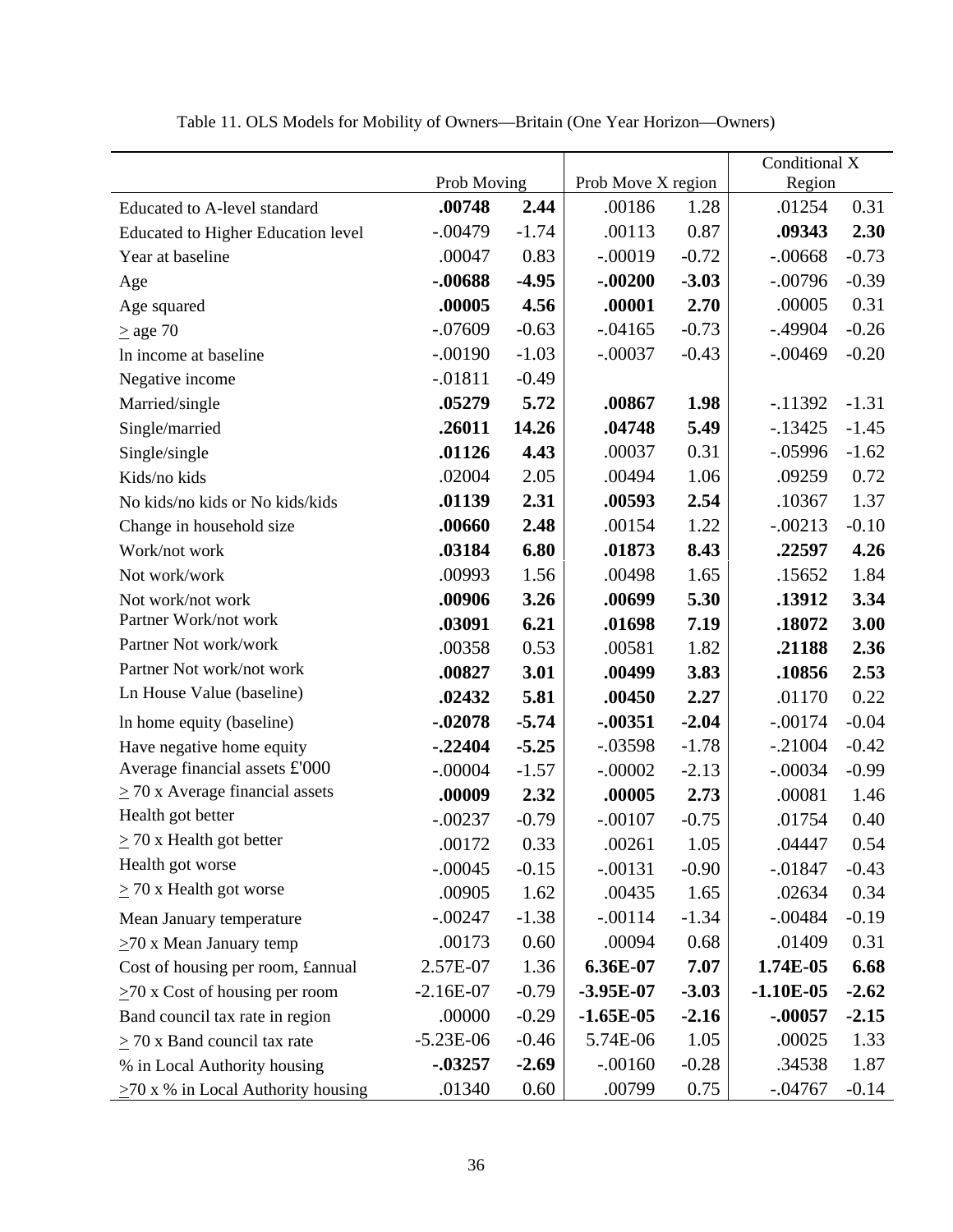Table 11. OLS Models for Mobility of Owners—Britain (One Year Horizon—Owners)

| | Prob Moving | | Prob Move X region | | Conditional X Region | |
|---|---|---|---|---|---|---|
| Educated to A-level standard | **.00748** | **2.44** | .00186 | 1.28 | .01254 | 0.31 |
| Educated to Higher Education level | -.00479 | -1.74 | .00113 | 0.87 | **.09343** | **2.30** |
| Year at baseline | .00047 | 0.83 | -.00019 | -0.72 | -.00668 | -0.73 |
| Age | **-.00688** | **-4.95** | **-.00200** | **-3.03** | -.00796 | -0.39 |
| Age squared | **.00005** | **4.56** | **.00001** | **2.70** | .00005 | 0.31 |
| ≥ age 70 | -.07609 | -0.63 | -.04165 | -0.73 | -.49904 | -0.26 |
| ln income at baseline | -.00190 | -1.03 | -.00037 | -0.43 | -.00469 | -0.20 |
| Negative income | -.01811 | -0.49 | | | | |
| Married/single | **.05279** | **5.72** | **.00867** | **1.98** | -.11392 | -1.31 |
| Single/married | **.26011** | **14.26** | **.04748** | **5.49** | -.13425 | -1.45 |
| Single/single | **.01126** | **4.43** | .00037 | 0.31 | -.05996 | -1.62 |
| Kids/no kids | .02004 | 2.05 | .00494 | 1.06 | .09259 | 0.72 |
| No kids/no kids or No kids/kids | **.01139** | **2.31** | **.00593** | **2.54** | .10367 | 1.37 |
| Change in household size | **.00660** | **2.48** | .00154 | 1.22 | -.00213 | -0.10 |
| Work/not work | **.03184** | **6.80** | **.01873** | **8.43** | **.22597** | **4.26** |
| Not work/work | .00993 | 1.56 | .00498 | 1.65 | .15652 | 1.84 |
| Not work/not work | **.00906** | **3.26** | **.00699** | **5.30** | **.13912** | **3.34** |
| Partner Work/not work | **.03091** | **6.21** | **.01698** | **7.19** | **.18072** | **3.00** |
| Partner Not work/work | .00358 | 0.53 | .00581 | 1.82 | **.21188** | **2.36** |
| Partner Not work/not work | **.00827** | **3.01** | **.00499** | **3.83** | **.10856** | **2.53** |
| Ln House Value (baseline) | **.02432** | **5.81** | **.00450** | **2.27** | .01170 | 0.22 |
| ln home equity (baseline) | **-.02078** | **-5.74** | **-.00351** | **-2.04** | -.00174 | -0.04 |
| Have negative home equity | **-.22404** | **-5.25** | -.03598 | -1.78 | -.21004 | -0.42 |
| Average financial assets £'000 | -.00004 | -1.57 | -.00002 | -2.13 | -.00034 | -0.99 |
| ≥ 70 x Average financial assets | **.00009** | **2.32** | **.00005** | **2.73** | .00081 | 1.46 |
| Health got better | -.00237 | -0.79 | -.00107 | -0.75 | .01754 | 0.40 |
| ≥ 70 x Health got better | .00172 | 0.33 | .00261 | 1.05 | .04447 | 0.54 |
| Health got worse | -.00045 | -0.15 | -.00131 | -0.90 | -.01847 | -0.43 |
| ≥ 70 x Health got worse | .00905 | 1.62 | .00435 | 1.65 | .02634 | 0.34 |
| Mean January temperature | -.00247 | -1.38 | -.00114 | -1.34 | -.00484 | -0.19 |
| ≥70 x Mean January temp | .00173 | 0.60 | .00094 | 0.68 | .01409 | 0.31 |
| Cost of housing per room, £annual | 2.57E-07 | 1.36 | **6.36E-07** | **7.07** | **1.74E-05** | **6.68** |
| ≥70 x Cost of housing per room | -2.16E-07 | -0.79 | **-3.95E-07** | **-3.03** | **-1.10E-05** | **-2.62** |
| Band council tax rate in region | .00000 | -0.29 | **-1.65E-05** | **-2.16** | **-.00057** | **-2.15** |
| ≥ 70 x Band council tax rate | -5.23E-06 | -0.46 | 5.74E-06 | 1.05 | .00025 | 1.33 |
| % in Local Authority housing | **-.03257** | **-2.69** | -.00160 | -0.28 | .34538 | 1.87 |
| ≥70 x % in Local Authority housing | .01340 | 0.60 | .00799 | 0.75 | -.04767 | -0.14 |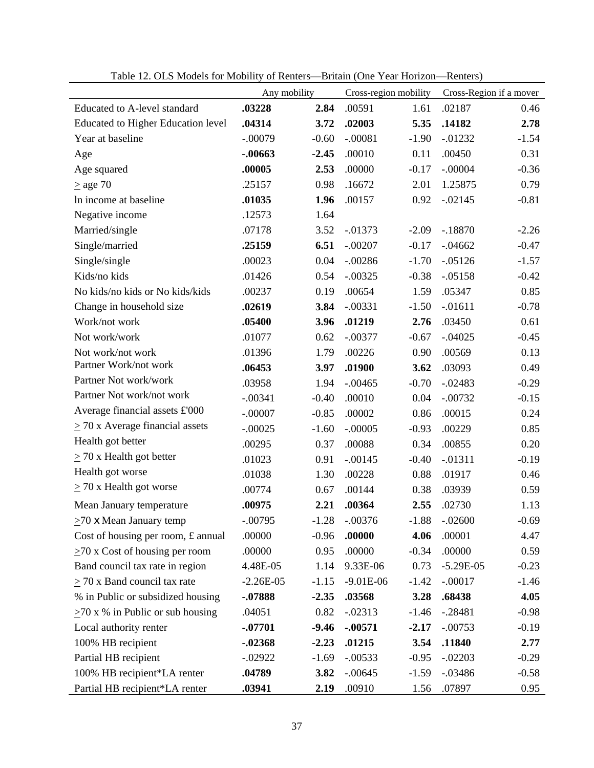Table 12. OLS Models for Mobility of Renters—Britain (One Year Horizon—Renters)

| | Any mobility | | Cross-region mobility | | Cross-Region if a mover | |
|---|---|---|---|---|---|---|
| Educated to A-level standard | **.03228** | **2.84** | .00591 | 1.61 | .02187 | 0.46 |
| Educated to Higher Education level | **.04314** | **3.72** | **.02003** | **5.35** | **.14182** | **2.78** |
| Year at baseline | -.00079 | -0.60 | -.00081 | -1.90 | -.01232 | -1.54 |
| Age | **-.00663** | **-2.45** | .00010 | 0.11 | .00450 | 0.31 |
| Age squared | **.00005** | **2.53** | .00000 | -0.17 | -.00004 | -0.36 |
| $\geq$ age 70 | .25157 | 0.98 | .16672 | 2.01 | 1.25875 | 0.79 |
| ln income at baseline | **.01035** | **1.96** | .00157 | 0.92 | -.02145 | -0.81 |
| Negative income | .12573 | 1.64 | | | | |
| Married/single | .07178 | 3.52 | -.01373 | -2.09 | -.18870 | -2.26 |
| Single/married | **.25159** | **6.51** | -.00207 | -0.17 | -.04662 | -0.47 |
| Single/single | .00023 | 0.04 | -.00286 | -1.70 | -.05126 | -1.57 |
| Kids/no kids | .01426 | 0.54 | -.00325 | -0.38 | -.05158 | -0.42 |
| No kids/no kids or No kids/kids | .00237 | 0.19 | .00654 | 1.59 | .05347 | 0.85 |
| Change in household size | **.02619** | **3.84** | -.00331 | -1.50 | -.01611 | -0.78 |
| Work/not work | **.05400** | **3.96** | **.01219** | **2.76** | .03450 | 0.61 |
| Not work/work | .01077 | 0.62 | -.00377 | -0.67 | -.04025 | -0.45 |
| Not work/not work | .01396 | 1.79 | .00226 | 0.90 | .00569 | 0.13 |
| Partner Work/not work | **.06453** | **3.97** | **.01900** | **3.62** | .03093 | 0.49 |
| Partner Not work/work | .03958 | 1.94 | -.00465 | -0.70 | -.02483 | -0.29 |
| Partner Not work/not work | -.00341 | -0.40 | .00010 | 0.04 | -.00732 | -0.15 |
| Average financial assets £'000 | -.00007 | -0.85 | .00002 | 0.86 | .00015 | 0.24 |
| $\geq$ 70 x Average financial assets | -.00025 | -1.60 | -.00005 | -0.93 | .00229 | 0.85 |
| Health got better | .00295 | 0.37 | .00088 | 0.34 | .00855 | 0.20 |
| $\geq$ 70 x Health got better | .01023 | 0.91 | -.00145 | -0.40 | -.01311 | -0.19 |
| Health got worse | .01038 | 1.30 | .00228 | 0.88 | .01917 | 0.46 |
| $\geq$ 70 x Health got worse | .00774 | 0.67 | .00144 | 0.38 | .03939 | 0.59 |
| Mean January temperature | **.00975** | **2.21** | **.00364** | **2.55** | .02730 | 1.13 |
| $\geq$70 x Mean January temp | -.00795 | -1.28 | -.00376 | -1.88 | -.02600 | -0.69 |
| Cost of housing per room, £ annual | .00000 | -0.96 | **.00000** | **4.06** | .00001 | 4.47 |
| $\geq$70 x Cost of housing per room | .00000 | 0.95 | .00000 | -0.34 | .00000 | 0.59 |
| Band council tax rate in region | 4.48E-05 | 1.14 | 9.33E-06 | 0.73 | -5.29E-05 | -0.23 |
| $\geq$ 70 x Band council tax rate | -2.26E-05 | -1.15 | -9.01E-06 | -1.42 | -.00017 | -1.46 |
| % in Public or subsidized housing | **-.07888** | **-2.35** | **.03568** | **3.28** | **.68438** | **4.05** |
| $\geq$70 x % in Public or sub housing | .04051 | 0.82 | -.02313 | -1.46 | -.28481 | -0.98 |
| Local authority renter | **-.07701** | **-9.46** | **-.00571** | **-2.17** | -.00753 | -0.19 |
| 100% HB recipient | **-.02368** | **-2.23** | **.01215** | **3.54** | **.11840** | **2.77** |
| Partial HB recipient | -.02922 | -1.69 | -.00533 | -0.95 | -.02203 | -0.29 |
| 100% HB recipient*LA renter | **.04789** | **3.82** | -.00645 | -1.59 | -.03486 | -0.58 |
| Partial HB recipient*LA renter | **.03941** | **2.19** | .00910 | 1.56 | .07897 | 0.95 |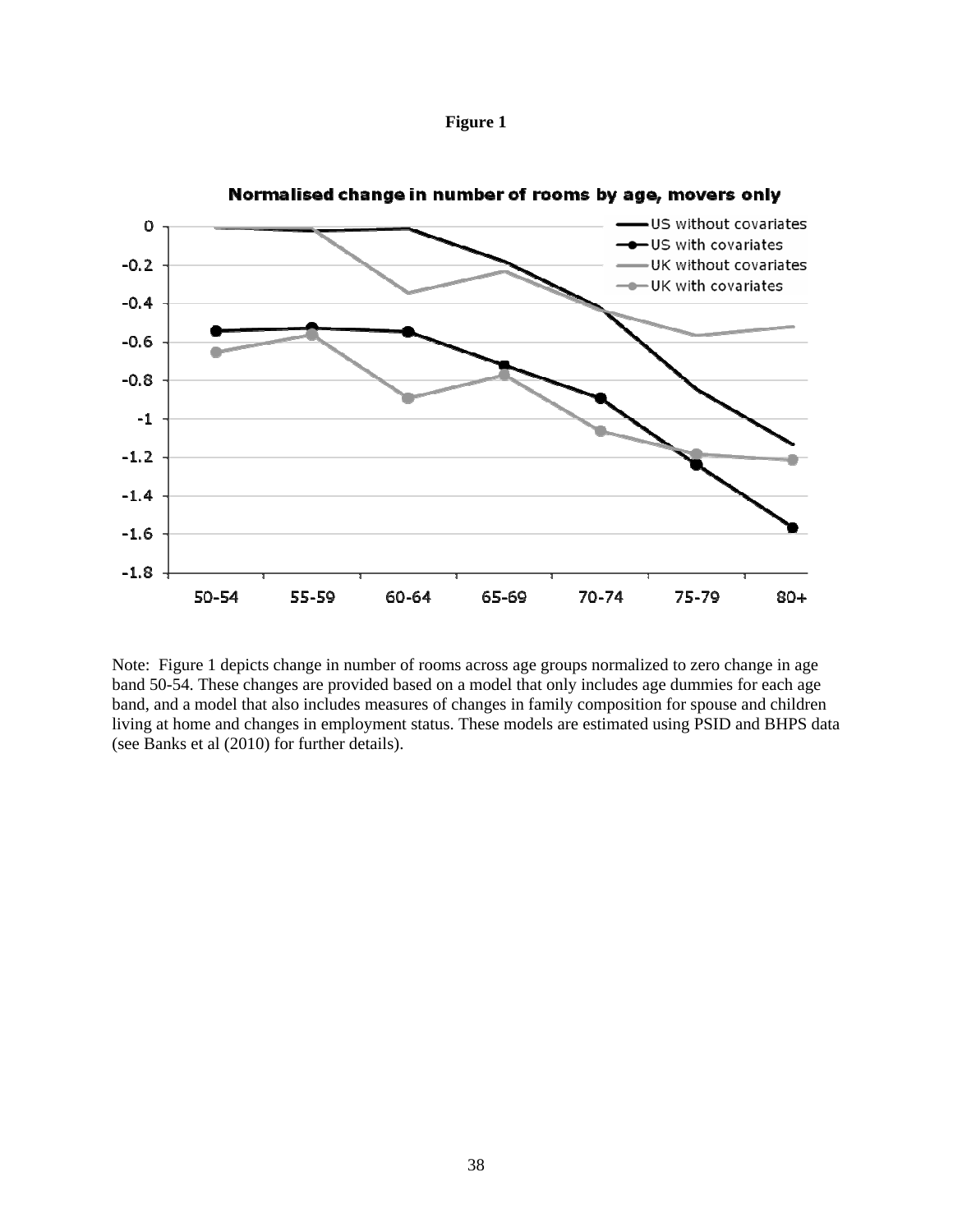**Figure 1**

Normalised change in number of rooms by age, movers only

US without covariates
US with covariates
UK without covariates
UK with covariates

0
-0.2
-0.4
-0.6
-0.8
-1
-1.2
-1.4
-1.6
-1.8

50-54
55-59
60-64
65-69
70-74
75-79
80+

Note: Figure 1 depicts change in number of rooms across age groups normalized to zero change in age band 50-54. These changes are provided based on a model that only includes age dummies for each age band, and a model that also includes measures of changes in family composition for spouse and children living at home and changes in employment status. These models are estimated using PSID and BHPS data (see Banks et al (2010) for further details).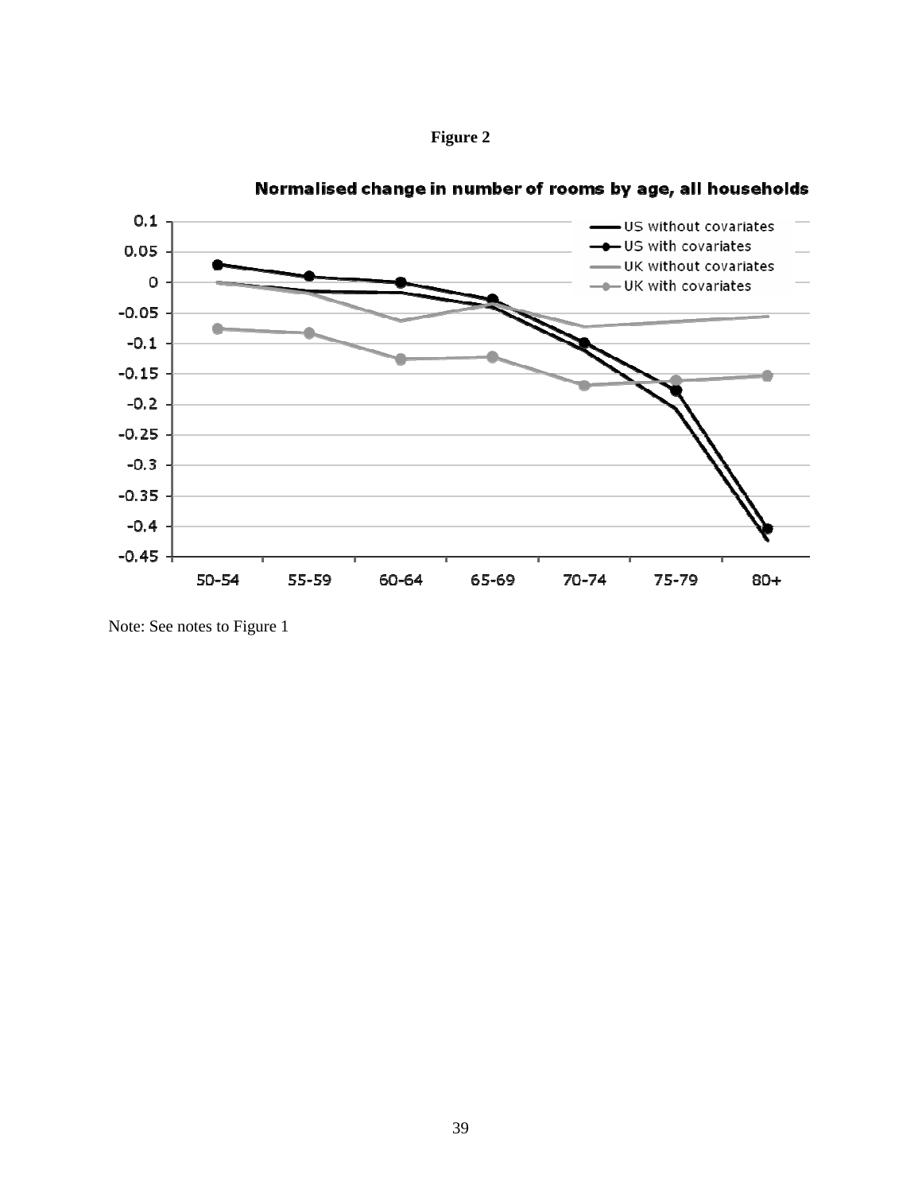**Figure 2**

Normalised change in number of rooms by age, all households

US without covariates
US with covariates
UK without covariates
UK with covariates

0.1
0.05
0
-0.05
-0.1
-0.15
-0.2
-0.25
-0.3
-0.35
-0.4
-0.45

50-54
55-59
60-64
65-69
70-74
75-79
80+

Note: See notes to Figure 1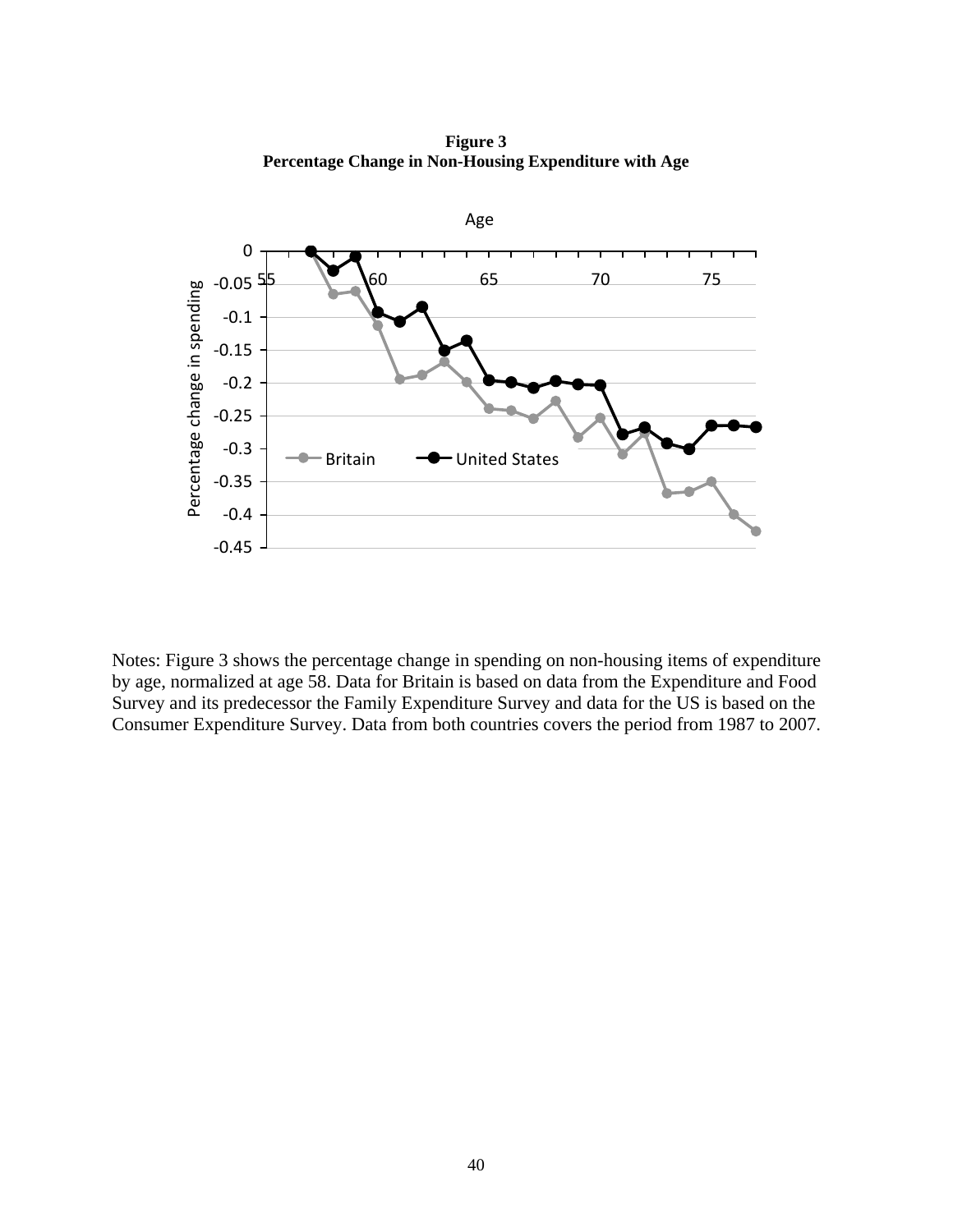**Figure 3**
**Percentage Change in Non-Housing Expenditure with Age**

Age

0
-0.05
-0.1
-0.15
-0.2
-0.25
-0.3
-0.35
-0.4
-0.45

55
60
65
70
75

Percentage change in spending

Britain
United States

Notes: Figure 3 shows the percentage change in spending on non-housing items of expenditure by age, normalized at age 58. Data for Britain is based on data from the Expenditure and Food Survey and its predecessor the Family Expenditure Survey and data for the US is based on the Consumer Expenditure Survey. Data from both countries covers the period from 1987 to 2007.